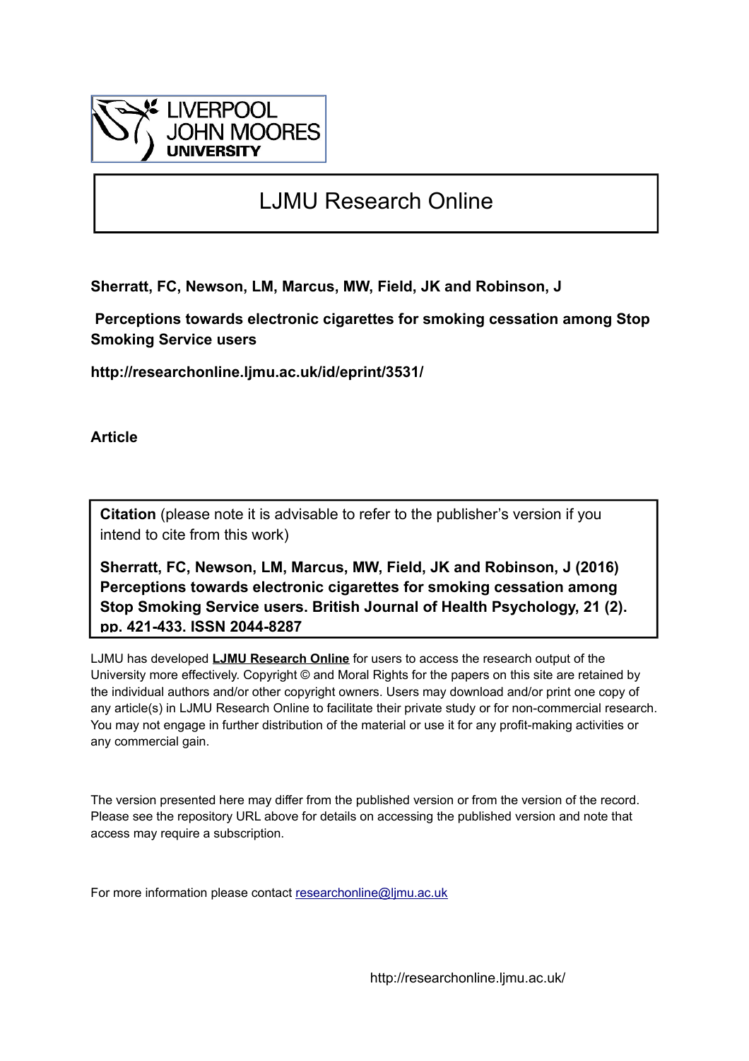LIVERPOOL JOHN MOORES UNIVERSITY

# LJMU Research Online

**Sherratt, FC, Newson, LM, Marcus, MW, Field, JK and Robinson, J**

**Perceptions towards electronic cigarettes for smoking cessation among Stop Smoking Service users**

**http://researchonline.ljmu.ac.uk/id/eprint/3531/**

**Article**

**Citation** (please note it is advisable to refer to the publisher's version if you intend to cite from this work)

**Sherratt, FC, Newson, LM, Marcus, MW, Field, JK and Robinson, J (2016) Perceptions towards electronic cigarettes for smoking cessation among Stop Smoking Service users. British Journal of Health Psychology, 21 (2). pp. 421-433. ISSN 2044-8287**

LJMU has developed **LJMU Research Online** for users to access the research output of the University more effectively. Copyright © and Moral Rights for the papers on this site are retained by the individual authors and/or other copyright owners. Users may download and/or print one copy of any article(s) in LJMU Research Online to facilitate their private study or for non-commercial research. You may not engage in further distribution of the material or use it for any profit-making activities or any commercial gain.

The version presented here may differ from the published version or from the version of the record. Please see the repository URL above for details on accessing the published version and note that access may require a subscription.

For more information please contact researchonline@ljmu.ac.uk

http://researchonline.ljmu.ac.uk/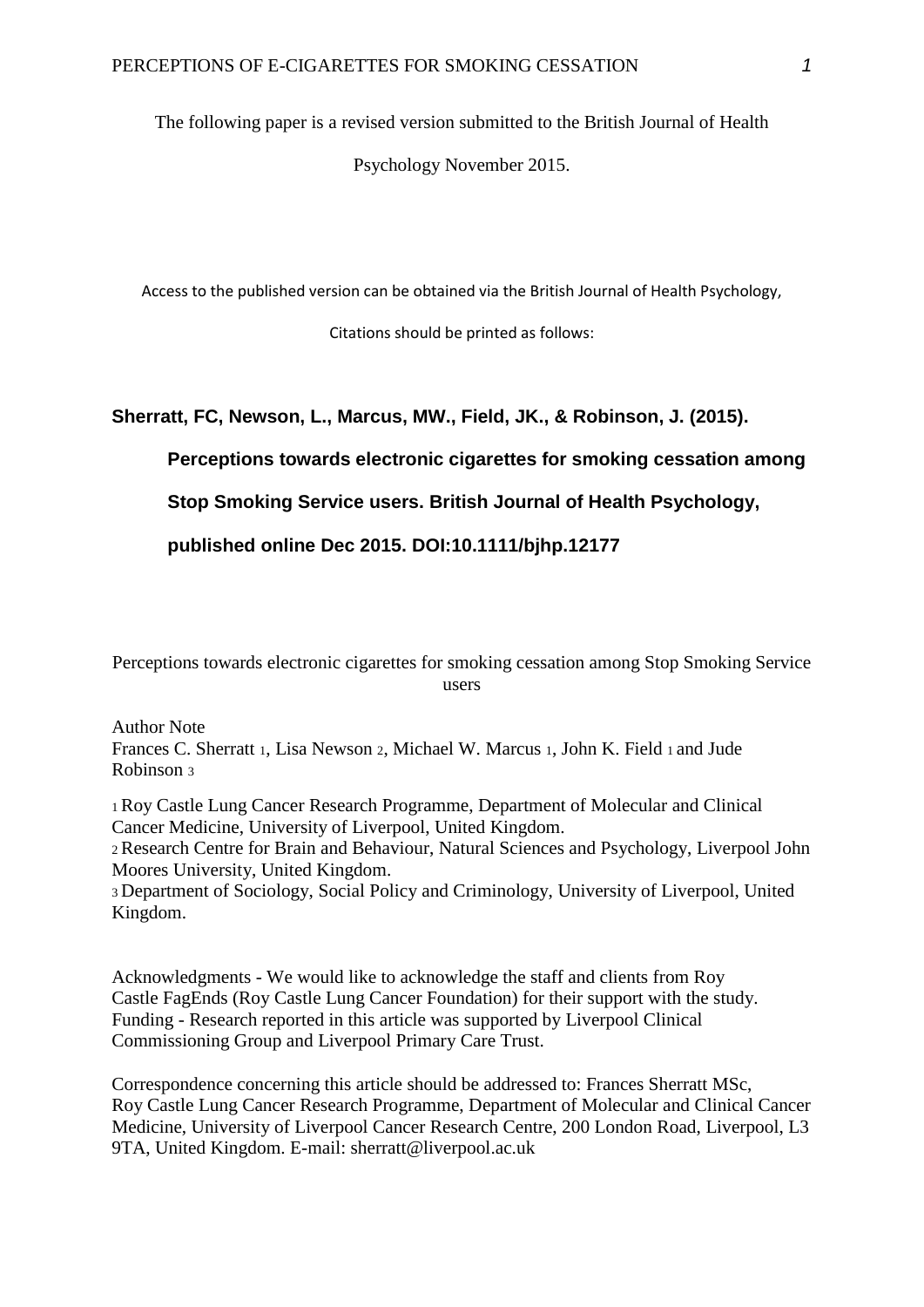The following paper is a revised version submitted to the British Journal of Health Psychology November 2015.

Access to the published version can be obtained via the British Journal of Health Psychology,

Citations should be printed as follows:

**Sherratt, FC, Newson, L., Marcus, MW., Field, JK., & Robinson, J. (2015). Perceptions towards electronic cigarettes for smoking cessation among Stop Smoking Service users. British Journal of Health Psychology, published online Dec 2015. DOI:10.1111/bjhp.12177**

Perceptions towards electronic cigarettes for smoking cessation among Stop Smoking Service users

Author Note

Frances C. Sherratt [1], Lisa Newson [2], Michael W. Marcus [1], John K. Field [1] and Jude Robinson [3]

[1] Roy Castle Lung Cancer Research Programme, Department of Molecular and Clinical Cancer Medicine, University of Liverpool, United Kingdom.

[2] Research Centre for Brain and Behaviour, Natural Sciences and Psychology, Liverpool John Moores University, United Kingdom.

[3] Department of Sociology, Social Policy and Criminology, University of Liverpool, United Kingdom.

Acknowledgments - We would like to acknowledge the staff and clients from Roy Castle FagEnds (Roy Castle Lung Cancer Foundation) for their support with the study. Funding - Research reported in this article was supported by Liverpool Clinical Commissioning Group and Liverpool Primary Care Trust.

Correspondence concerning this article should be addressed to: Frances Sherratt MSc, Roy Castle Lung Cancer Research Programme, Department of Molecular and Clinical Cancer Medicine, University of Liverpool Cancer Research Centre, 200 London Road, Liverpool, L3 9TA, United Kingdom. E-mail: sherratt@liverpool.ac.uk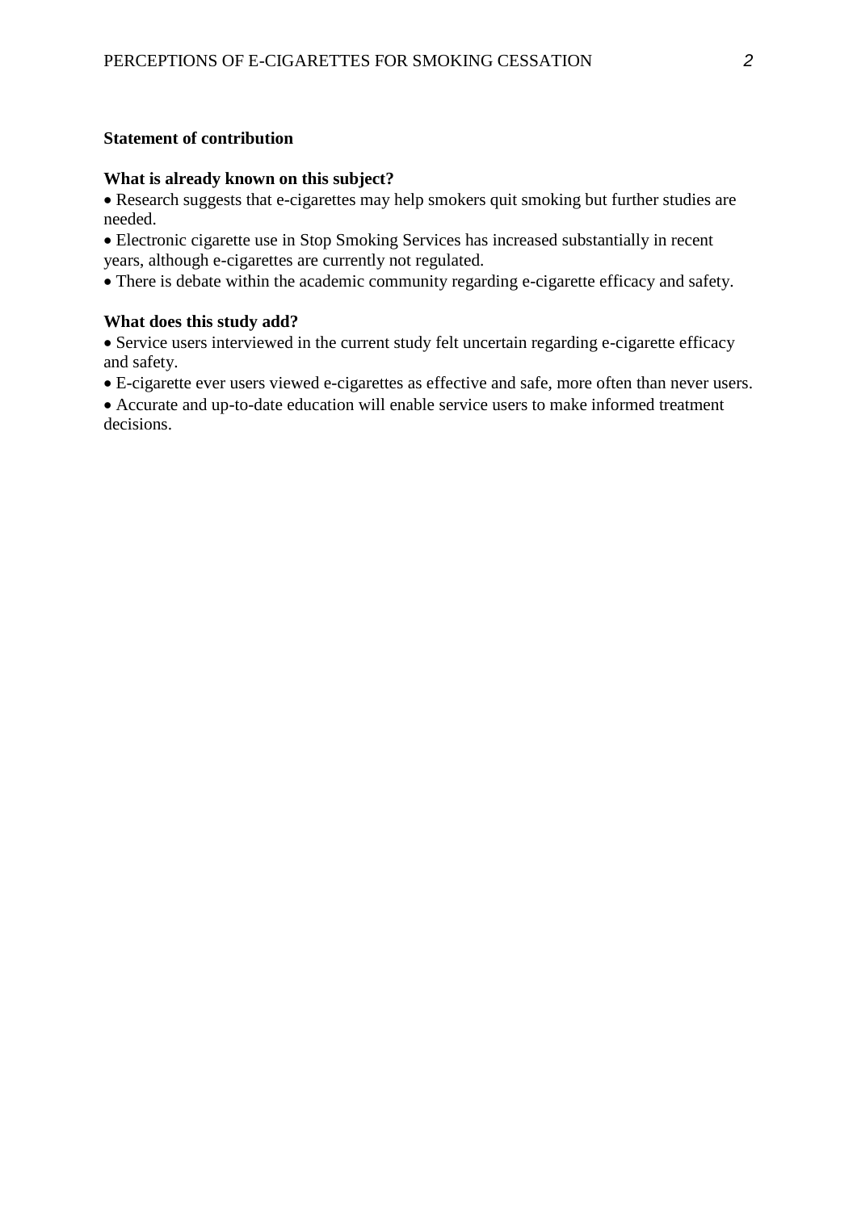**Statement of contribution**

**What is already known on this subject?**

- Research suggests that e-cigarettes may help smokers quit smoking but further studies are needed.
- Electronic cigarette use in Stop Smoking Services has increased substantially in recent years, although e-cigarettes are currently not regulated.
- There is debate within the academic community regarding e-cigarette efficacy and safety.

**What does this study add?**

- Service users interviewed in the current study felt uncertain regarding e-cigarette efficacy and safety.
- E-cigarette ever users viewed e-cigarettes as effective and safe, more often than never users.
- Accurate and up-to-date education will enable service users to make informed treatment decisions.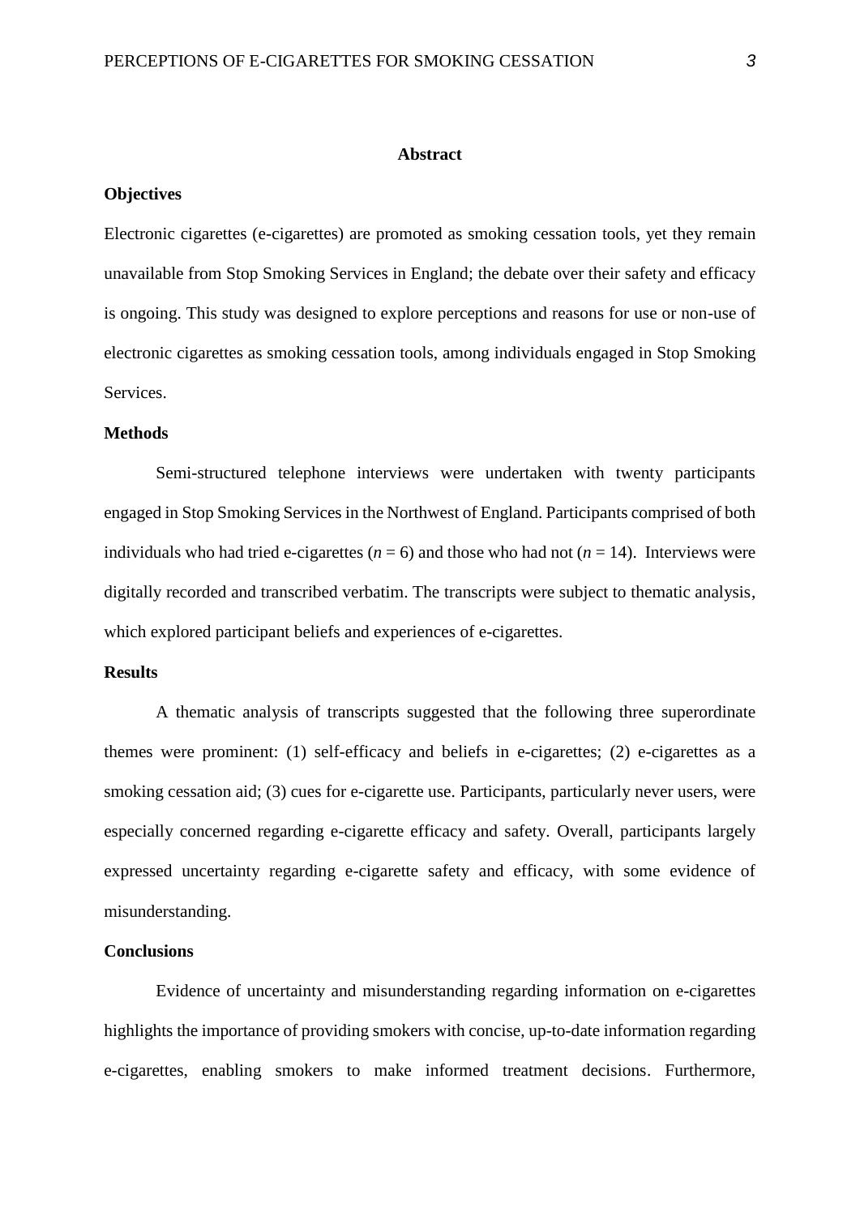## Abstract

### Objectives

Electronic cigarettes (e-cigarettes) are promoted as smoking cessation tools, yet they remain unavailable from Stop Smoking Services in England; the debate over their safety and efficacy is ongoing. This study was designed to explore perceptions and reasons for use or non-use of electronic cigarettes as smoking cessation tools, among individuals engaged in Stop Smoking Services.

### Methods

Semi-structured telephone interviews were undertaken with twenty participants engaged in Stop Smoking Services in the Northwest of England. Participants comprised of both individuals who had tried e-cigarettes ($n = 6$) and those who had not ($n = 14$). Interviews were digitally recorded and transcribed verbatim. The transcripts were subject to thematic analysis, which explored participant beliefs and experiences of e-cigarettes.

### Results

A thematic analysis of transcripts suggested that the following three superordinate themes were prominent: (1) self-efficacy and beliefs in e-cigarettes; (2) e-cigarettes as a smoking cessation aid; (3) cues for e-cigarette use. Participants, particularly never users, were especially concerned regarding e-cigarette efficacy and safety. Overall, participants largely expressed uncertainty regarding e-cigarette safety and efficacy, with some evidence of misunderstanding.

### Conclusions

Evidence of uncertainty and misunderstanding regarding information on e-cigarettes highlights the importance of providing smokers with concise, up-to-date information regarding e-cigarettes, enabling smokers to make informed treatment decisions. Furthermore,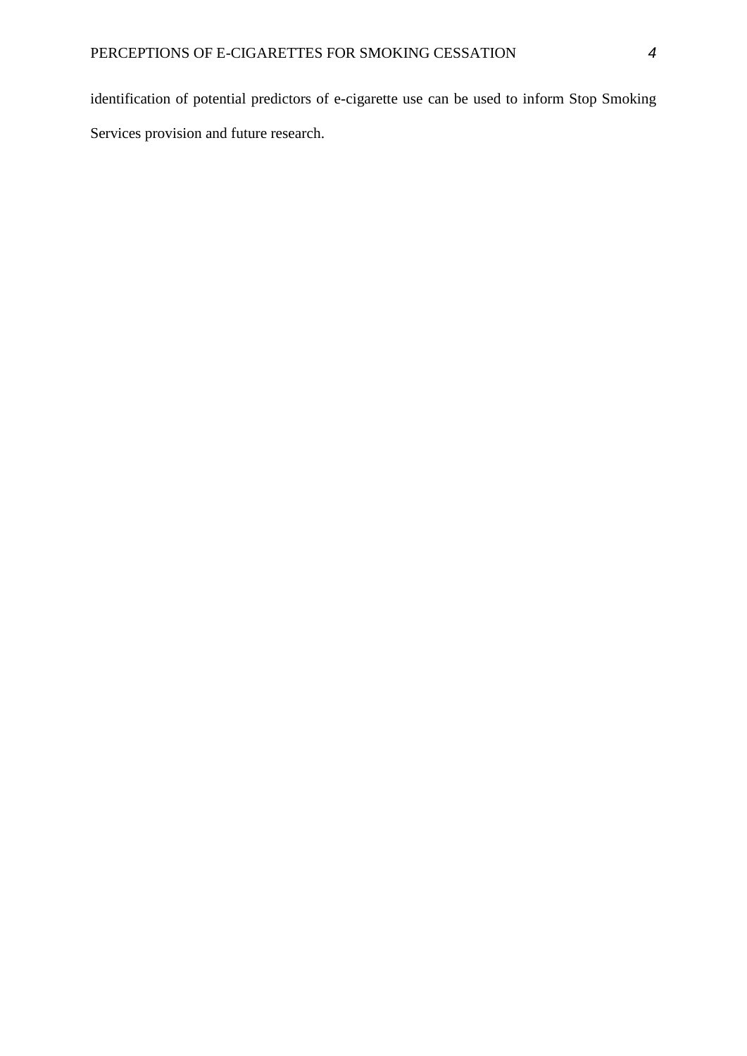identification of potential predictors of e-cigarette use can be used to inform Stop Smoking Services provision and future research.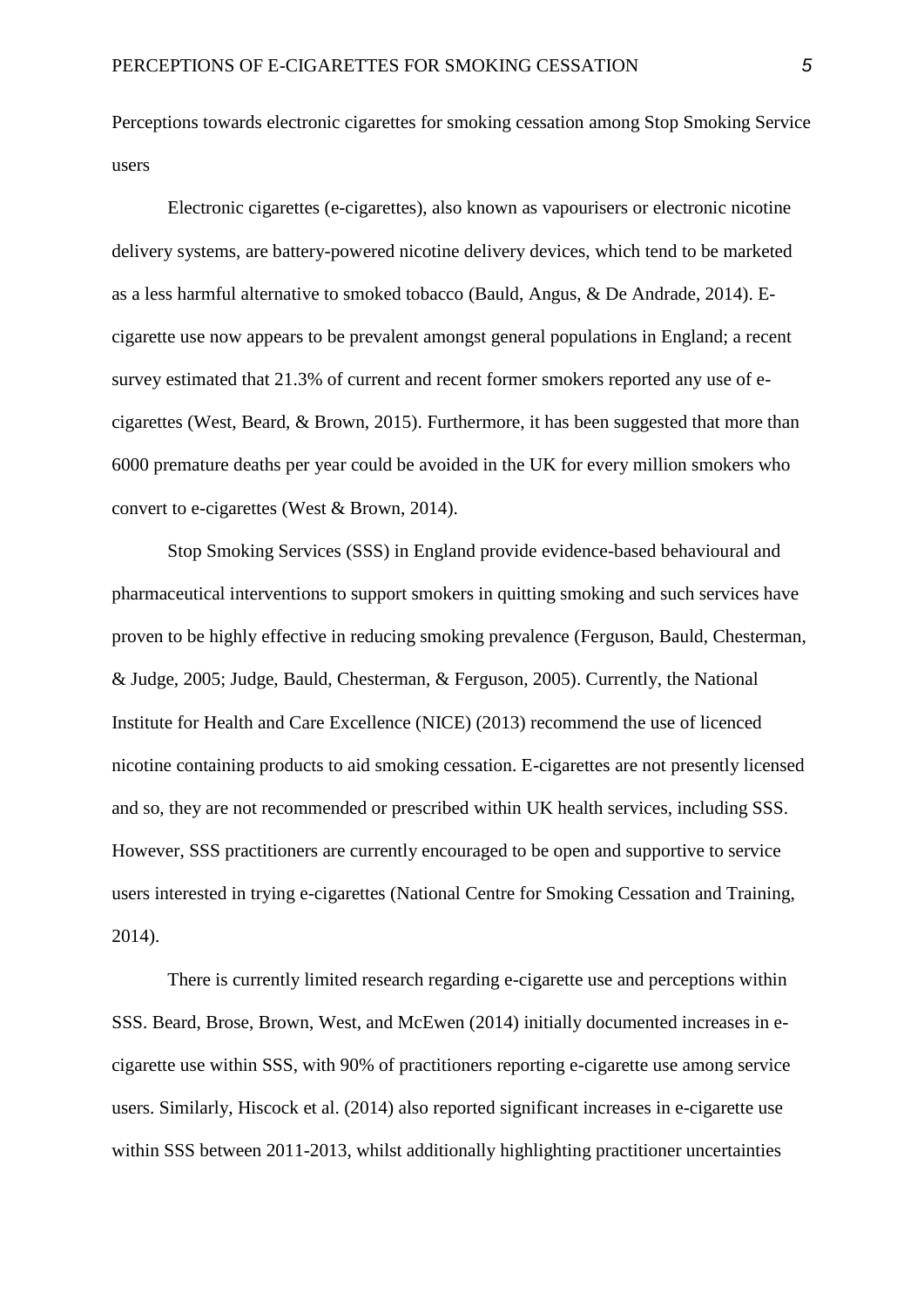Perceptions towards electronic cigarettes for smoking cessation among Stop Smoking Service users

Electronic cigarettes (e-cigarettes), also known as vapourisers or electronic nicotine delivery systems, are battery-powered nicotine delivery devices, which tend to be marketed as a less harmful alternative to smoked tobacco (Bauld, Angus, & De Andrade, 2014). E-cigarette use now appears to be prevalent amongst general populations in England; a recent survey estimated that 21.3% of current and recent former smokers reported any use of e-cigarettes (West, Beard, & Brown, 2015). Furthermore, it has been suggested that more than 6000 premature deaths per year could be avoided in the UK for every million smokers who convert to e-cigarettes (West & Brown, 2014).

Stop Smoking Services (SSS) in England provide evidence-based behavioural and pharmaceutical interventions to support smokers in quitting smoking and such services have proven to be highly effective in reducing smoking prevalence (Ferguson, Bauld, Chesterman, & Judge, 2005; Judge, Bauld, Chesterman, & Ferguson, 2005). Currently, the National Institute for Health and Care Excellence (NICE) (2013) recommend the use of licenced nicotine containing products to aid smoking cessation. E-cigarettes are not presently licensed and so, they are not recommended or prescribed within UK health services, including SSS. However, SSS practitioners are currently encouraged to be open and supportive to service users interested in trying e-cigarettes (National Centre for Smoking Cessation and Training, 2014).

There is currently limited research regarding e-cigarette use and perceptions within SSS. Beard, Brose, Brown, West, and McEwen (2014) initially documented increases in e-cigarette use within SSS, with 90% of practitioners reporting e-cigarette use among service users. Similarly, Hiscock et al. (2014) also reported significant increases in e-cigarette use within SSS between 2011-2013, whilst additionally highlighting practitioner uncertainties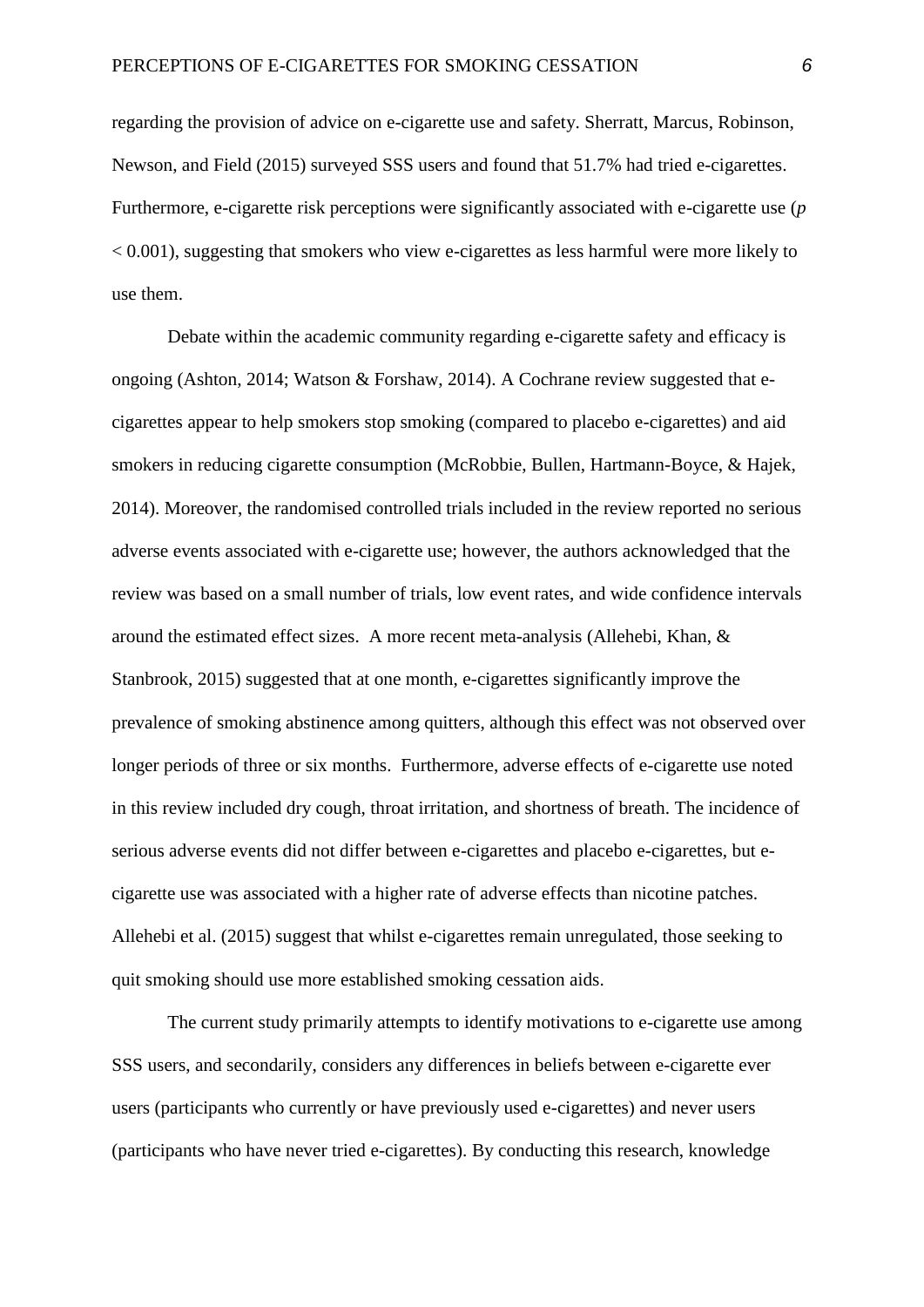regarding the provision of advice on e-cigarette use and safety. Sherratt, Marcus, Robinson, Newson, and Field (2015) surveyed SSS users and found that 51.7% had tried e-cigarettes. Furthermore, e-cigarette risk perceptions were significantly associated with e-cigarette use ($p < 0.001$), suggesting that smokers who view e-cigarettes as less harmful were more likely to use them.

Debate within the academic community regarding e-cigarette safety and efficacy is ongoing (Ashton, 2014; Watson & Forshaw, 2014). A Cochrane review suggested that e-cigarettes appear to help smokers stop smoking (compared to placebo e-cigarettes) and aid smokers in reducing cigarette consumption (McRobbie, Bullen, Hartmann-Boyce, & Hajek, 2014). Moreover, the randomised controlled trials included in the review reported no serious adverse events associated with e-cigarette use; however, the authors acknowledged that the review was based on a small number of trials, low event rates, and wide confidence intervals around the estimated effect sizes. A more recent meta-analysis (Allehebi, Khan, & Stanbrook, 2015) suggested that at one month, e-cigarettes significantly improve the prevalence of smoking abstinence among quitters, although this effect was not observed over longer periods of three or six months. Furthermore, adverse effects of e-cigarette use noted in this review included dry cough, throat irritation, and shortness of breath. The incidence of serious adverse events did not differ between e-cigarettes and placebo e-cigarettes, but e-cigarette use was associated with a higher rate of adverse effects than nicotine patches. Allehebi et al. (2015) suggest that whilst e-cigarettes remain unregulated, those seeking to quit smoking should use more established smoking cessation aids.

The current study primarily attempts to identify motivations to e-cigarette use among SSS users, and secondarily, considers any differences in beliefs between e-cigarette ever users (participants who currently or have previously used e-cigarettes) and never users (participants who have never tried e-cigarettes). By conducting this research, knowledge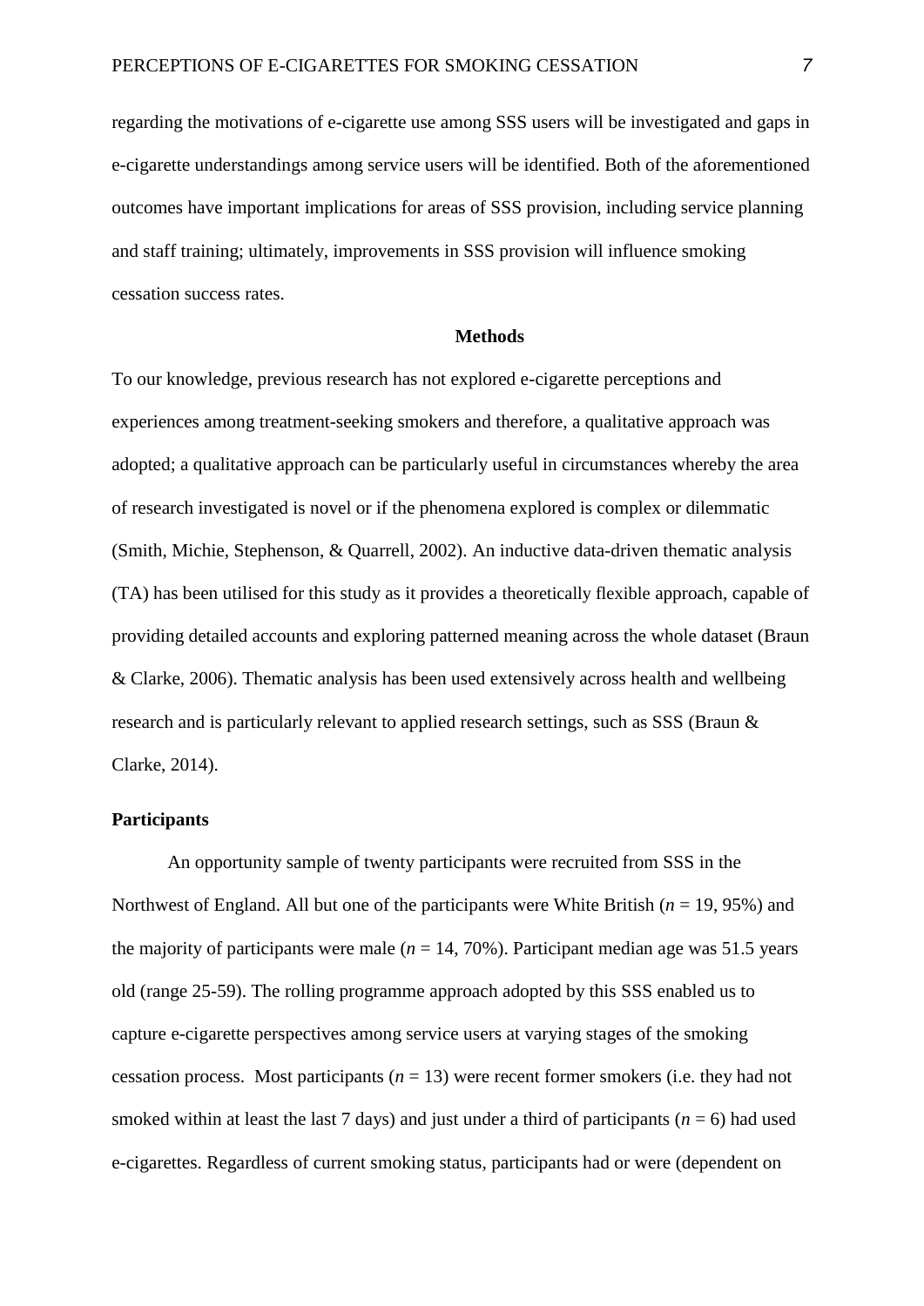regarding the motivations of e-cigarette use among SSS users will be investigated and gaps in e-cigarette understandings among service users will be identified. Both of the aforementioned outcomes have important implications for areas of SSS provision, including service planning and staff training; ultimately, improvements in SSS provision will influence smoking cessation success rates.

## Methods

To our knowledge, previous research has not explored e-cigarette perceptions and experiences among treatment-seeking smokers and therefore, a qualitative approach was adopted; a qualitative approach can be particularly useful in circumstances whereby the area of research investigated is novel or if the phenomena explored is complex or dilemmatic (Smith, Michie, Stephenson, & Quarrell, 2002). An inductive data-driven thematic analysis (TA) has been utilised for this study as it provides a theoretically flexible approach, capable of providing detailed accounts and exploring patterned meaning across the whole dataset (Braun & Clarke, 2006). Thematic analysis has been used extensively across health and wellbeing research and is particularly relevant to applied research settings, such as SSS (Braun & Clarke, 2014).

### Participants

An opportunity sample of twenty participants were recruited from SSS in the Northwest of England. All but one of the participants were White British ($n$ = 19, 95%) and the majority of participants were male ($n$ = 14, 70%). Participant median age was 51.5 years old (range 25-59). The rolling programme approach adopted by this SSS enabled us to capture e-cigarette perspectives among service users at varying stages of the smoking cessation process. Most participants ($n$ = 13) were recent former smokers (i.e. they had not smoked within at least the last 7 days) and just under a third of participants ($n$ = 6) had used e-cigarettes. Regardless of current smoking status, participants had or were (dependent on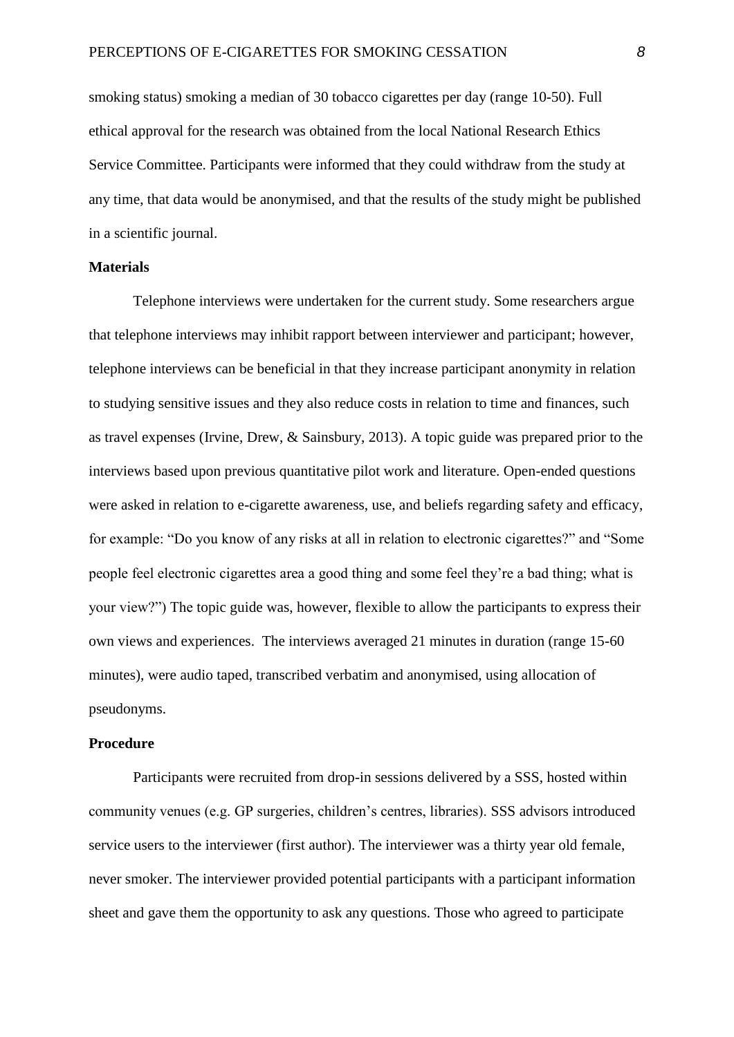smoking status) smoking a median of 30 tobacco cigarettes per day (range 10-50). Full ethical approval for the research was obtained from the local National Research Ethics Service Committee. Participants were informed that they could withdraw from the study at any time, that data would be anonymised, and that the results of the study might be published in a scientific journal.

## Materials

Telephone interviews were undertaken for the current study. Some researchers argue that telephone interviews may inhibit rapport between interviewer and participant; however, telephone interviews can be beneficial in that they increase participant anonymity in relation to studying sensitive issues and they also reduce costs in relation to time and finances, such as travel expenses (Irvine, Drew, & Sainsbury, 2013). A topic guide was prepared prior to the interviews based upon previous quantitative pilot work and literature. Open-ended questions were asked in relation to e-cigarette awareness, use, and beliefs regarding safety and efficacy, for example: "Do you know of any risks at all in relation to electronic cigarettes?" and "Some people feel electronic cigarettes area a good thing and some feel they're a bad thing; what is your view?") The topic guide was, however, flexible to allow the participants to express their own views and experiences. The interviews averaged 21 minutes in duration (range 15-60 minutes), were audio taped, transcribed verbatim and anonymised, using allocation of pseudonyms.

## Procedure

Participants were recruited from drop-in sessions delivered by a SSS, hosted within community venues (e.g. GP surgeries, children's centres, libraries). SSS advisors introduced service users to the interviewer (first author). The interviewer was a thirty year old female, never smoker. The interviewer provided potential participants with a participant information sheet and gave them the opportunity to ask any questions. Those who agreed to participate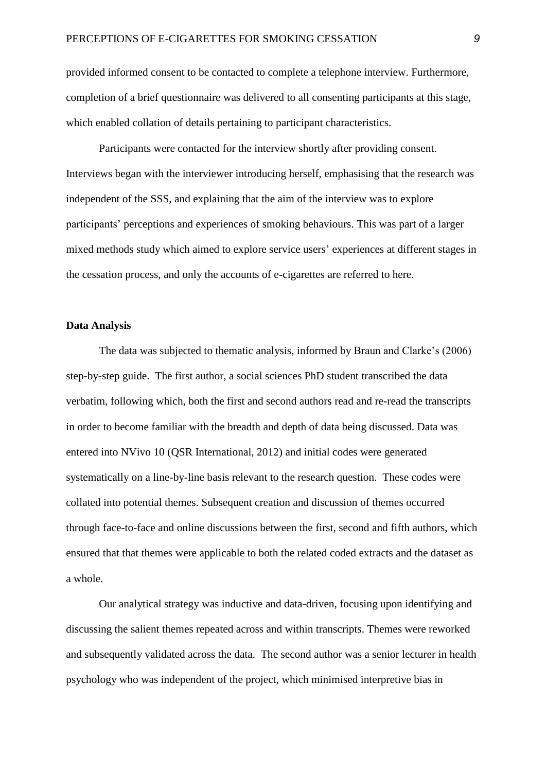provided informed consent to be contacted to complete a telephone interview. Furthermore, completion of a brief questionnaire was delivered to all consenting participants at this stage, which enabled collation of details pertaining to participant characteristics.

Participants were contacted for the interview shortly after providing consent. Interviews began with the interviewer introducing herself, emphasising that the research was independent of the SSS, and explaining that the aim of the interview was to explore participants' perceptions and experiences of smoking behaviours. This was part of a larger mixed methods study which aimed to explore service users' experiences at different stages in the cessation process, and only the accounts of e-cigarettes are referred to here.

**Data Analysis**

The data was subjected to thematic analysis, informed by Braun and Clarke's (2006) step-by-step guide. The first author, a social sciences PhD student transcribed the data verbatim, following which, both the first and second authors read and re-read the transcripts in order to become familiar with the breadth and depth of data being discussed. Data was entered into NVivo 10 (QSR International, 2012) and initial codes were generated systematically on a line-by-line basis relevant to the research question. These codes were collated into potential themes. Subsequent creation and discussion of themes occurred through face-to-face and online discussions between the first, second and fifth authors, which ensured that that themes were applicable to both the related coded extracts and the dataset as a whole.

Our analytical strategy was inductive and data-driven, focusing upon identifying and discussing the salient themes repeated across and within transcripts. Themes were reworked and subsequently validated across the data. The second author was a senior lecturer in health psychology who was independent of the project, which minimised interpretive bias in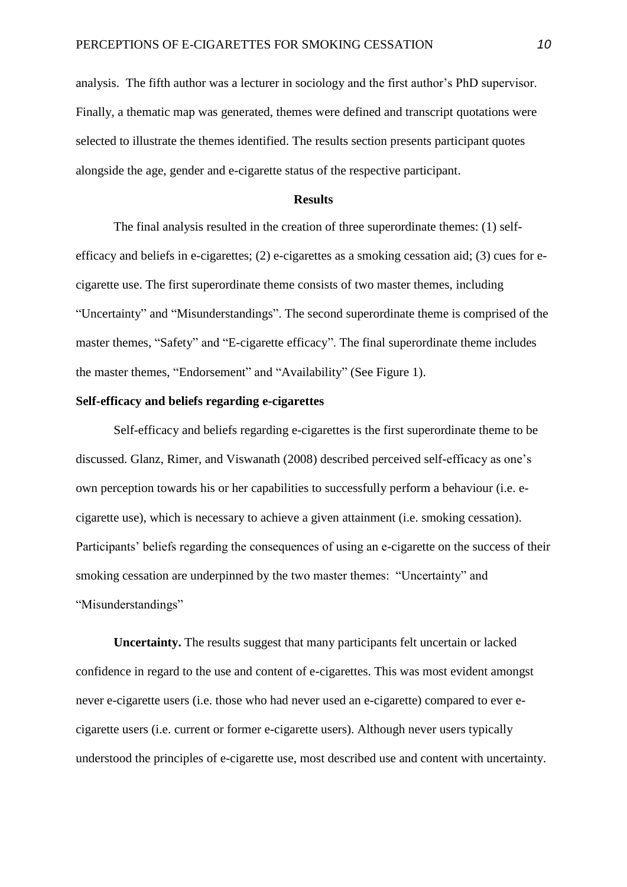analysis. The fifth author was a lecturer in sociology and the first author's PhD supervisor. Finally, a thematic map was generated, themes were defined and transcript quotations were selected to illustrate the themes identified. The results section presents participant quotes alongside the age, gender and e-cigarette status of the respective participant.

## Results

The final analysis resulted in the creation of three superordinate themes: (1) self-efficacy and beliefs in e-cigarettes; (2) e-cigarettes as a smoking cessation aid; (3) cues for e-cigarette use. The first superordinate theme consists of two master themes, including "Uncertainty" and "Misunderstandings". The second superordinate theme is comprised of the master themes, "Safety" and "E-cigarette efficacy". The final superordinate theme includes the master themes, "Endorsement" and "Availability" (See Figure 1).

### Self-efficacy and beliefs regarding e-cigarettes

Self-efficacy and beliefs regarding e-cigarettes is the first superordinate theme to be discussed. Glanz, Rimer, and Viswanath (2008) described perceived self-efficacy as one's own perception towards his or her capabilities to successfully perform a behaviour (i.e. e-cigarette use), which is necessary to achieve a given attainment (i.e. smoking cessation). Participants' beliefs regarding the consequences of using an e-cigarette on the success of their smoking cessation are underpinned by the two master themes: "Uncertainty" and "Misunderstandings"

**Uncertainty.** The results suggest that many participants felt uncertain or lacked confidence in regard to the use and content of e-cigarettes. This was most evident amongst never e-cigarette users (i.e. those who had never used an e-cigarette) compared to ever e-cigarette users (i.e. current or former e-cigarette users). Although never users typically understood the principles of e-cigarette use, most described use and content with uncertainty.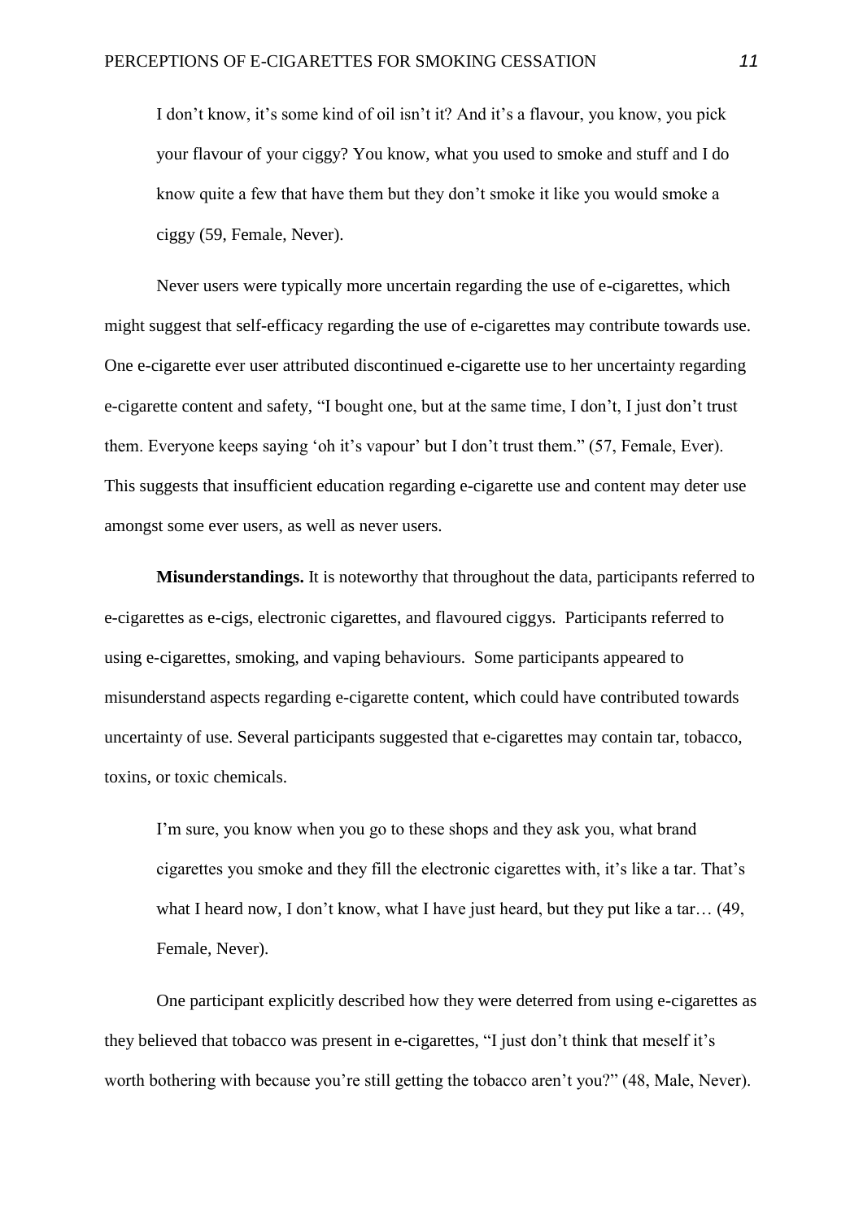> I don't know, it's some kind of oil isn't it? And it's a flavour, you know, you pick your flavour of your ciggy? You know, what you used to smoke and stuff and I do know quite a few that have them but they don't smoke it like you would smoke a ciggy (59, Female, Never).

Never users were typically more uncertain regarding the use of e-cigarettes, which might suggest that self-efficacy regarding the use of e-cigarettes may contribute towards use. One e-cigarette ever user attributed discontinued e-cigarette use to her uncertainty regarding e-cigarette content and safety, "I bought one, but at the same time, I don't, I just don't trust them. Everyone keeps saying 'oh it's vapour' but I don't trust them." (57, Female, Ever). This suggests that insufficient education regarding e-cigarette use and content may deter use amongst some ever users, as well as never users.

**Misunderstandings.** It is noteworthy that throughout the data, participants referred to e-cigarettes as e-cigs, electronic cigarettes, and flavoured ciggys. Participants referred to using e-cigarettes, smoking, and vaping behaviours. Some participants appeared to misunderstand aspects regarding e-cigarette content, which could have contributed towards uncertainty of use. Several participants suggested that e-cigarettes may contain tar, tobacco, toxins, or toxic chemicals.

> I'm sure, you know when you go to these shops and they ask you, what brand cigarettes you smoke and they fill the electronic cigarettes with, it's like a tar. That's what I heard now, I don't know, what I have just heard, but they put like a tar… (49, Female, Never).

One participant explicitly described how they were deterred from using e-cigarettes as they believed that tobacco was present in e-cigarettes, "I just don't think that meself it's worth bothering with because you're still getting the tobacco aren't you?" (48, Male, Never).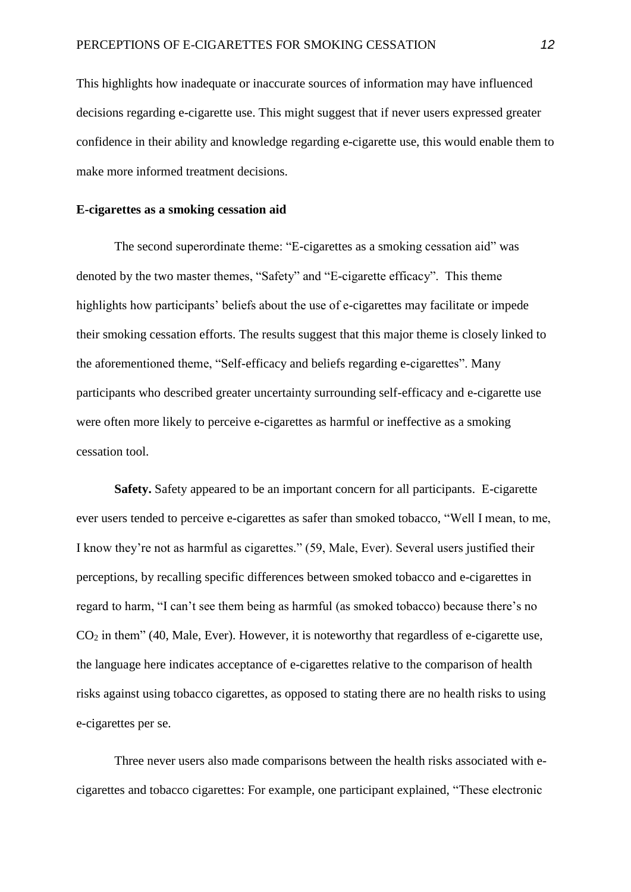This highlights how inadequate or inaccurate sources of information may have influenced decisions regarding e-cigarette use. This might suggest that if never users expressed greater confidence in their ability and knowledge regarding e-cigarette use, this would enable them to make more informed treatment decisions.

### E-cigarettes as a smoking cessation aid

The second superordinate theme: "E-cigarettes as a smoking cessation aid" was denoted by the two master themes, "Safety" and "E-cigarette efficacy". This theme highlights how participants' beliefs about the use of e-cigarettes may facilitate or impede their smoking cessation efforts. The results suggest that this major theme is closely linked to the aforementioned theme, "Self-efficacy and beliefs regarding e-cigarettes". Many participants who described greater uncertainty surrounding self-efficacy and e-cigarette use were often more likely to perceive e-cigarettes as harmful or ineffective as a smoking cessation tool.

**Safety.** Safety appeared to be an important concern for all participants. E-cigarette ever users tended to perceive e-cigarettes as safer than smoked tobacco, "Well I mean, to me, I know they're not as harmful as cigarettes." (59, Male, Ever). Several users justified their perceptions, by recalling specific differences between smoked tobacco and e-cigarettes in regard to harm, "I can't see them being as harmful (as smoked tobacco) because there's no $CO_2$ in them" (40, Male, Ever). However, it is noteworthy that regardless of e-cigarette use, the language here indicates acceptance of e-cigarettes relative to the comparison of health risks against using tobacco cigarettes, as opposed to stating there are no health risks to using e-cigarettes per se.

Three never users also made comparisons between the health risks associated with e-cigarettes and tobacco cigarettes: For example, one participant explained, "These electronic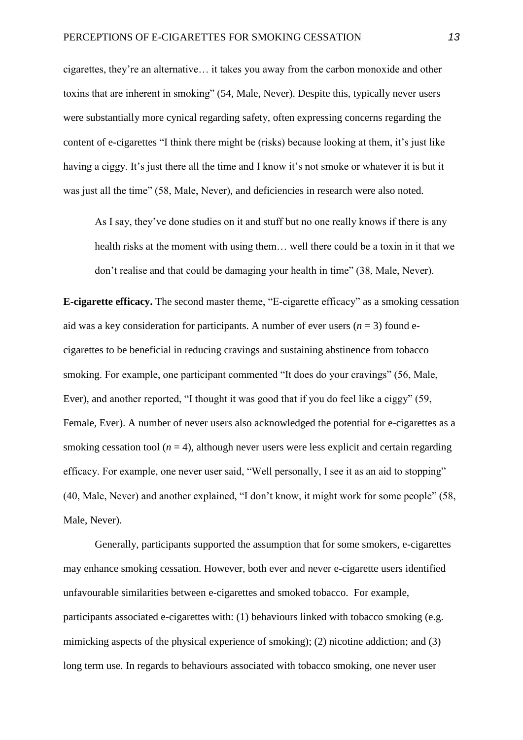cigarettes, they're an alternative… it takes you away from the carbon monoxide and other toxins that are inherent in smoking" (54, Male, Never). Despite this, typically never users were substantially more cynical regarding safety, often expressing concerns regarding the content of e-cigarettes "I think there might be (risks) because looking at them, it's just like having a ciggy. It's just there all the time and I know it's not smoke or whatever it is but it was just all the time" (58, Male, Never), and deficiencies in research were also noted.

> As I say, they've done studies on it and stuff but no one really knows if there is any health risks at the moment with using them… well there could be a toxin in it that we don't realise and that could be damaging your health in time" (38, Male, Never).

**E-cigarette efficacy.** The second master theme, "E-cigarette efficacy" as a smoking cessation aid was a key consideration for participants. A number of ever users (*n* = 3) found e-cigarettes to be beneficial in reducing cravings and sustaining abstinence from tobacco smoking. For example, one participant commented "It does do your cravings" (56, Male, Ever), and another reported, "I thought it was good that if you do feel like a ciggy" (59, Female, Ever). A number of never users also acknowledged the potential for e-cigarettes as a smoking cessation tool (*n* = 4), although never users were less explicit and certain regarding efficacy. For example, one never user said, "Well personally, I see it as an aid to stopping" (40, Male, Never) and another explained, "I don't know, it might work for some people" (58, Male, Never).

Generally, participants supported the assumption that for some smokers, e-cigarettes may enhance smoking cessation. However, both ever and never e-cigarette users identified unfavourable similarities between e-cigarettes and smoked tobacco. For example, participants associated e-cigarettes with: (1) behaviours linked with tobacco smoking (e.g. mimicking aspects of the physical experience of smoking); (2) nicotine addiction; and (3) long term use. In regards to behaviours associated with tobacco smoking, one never user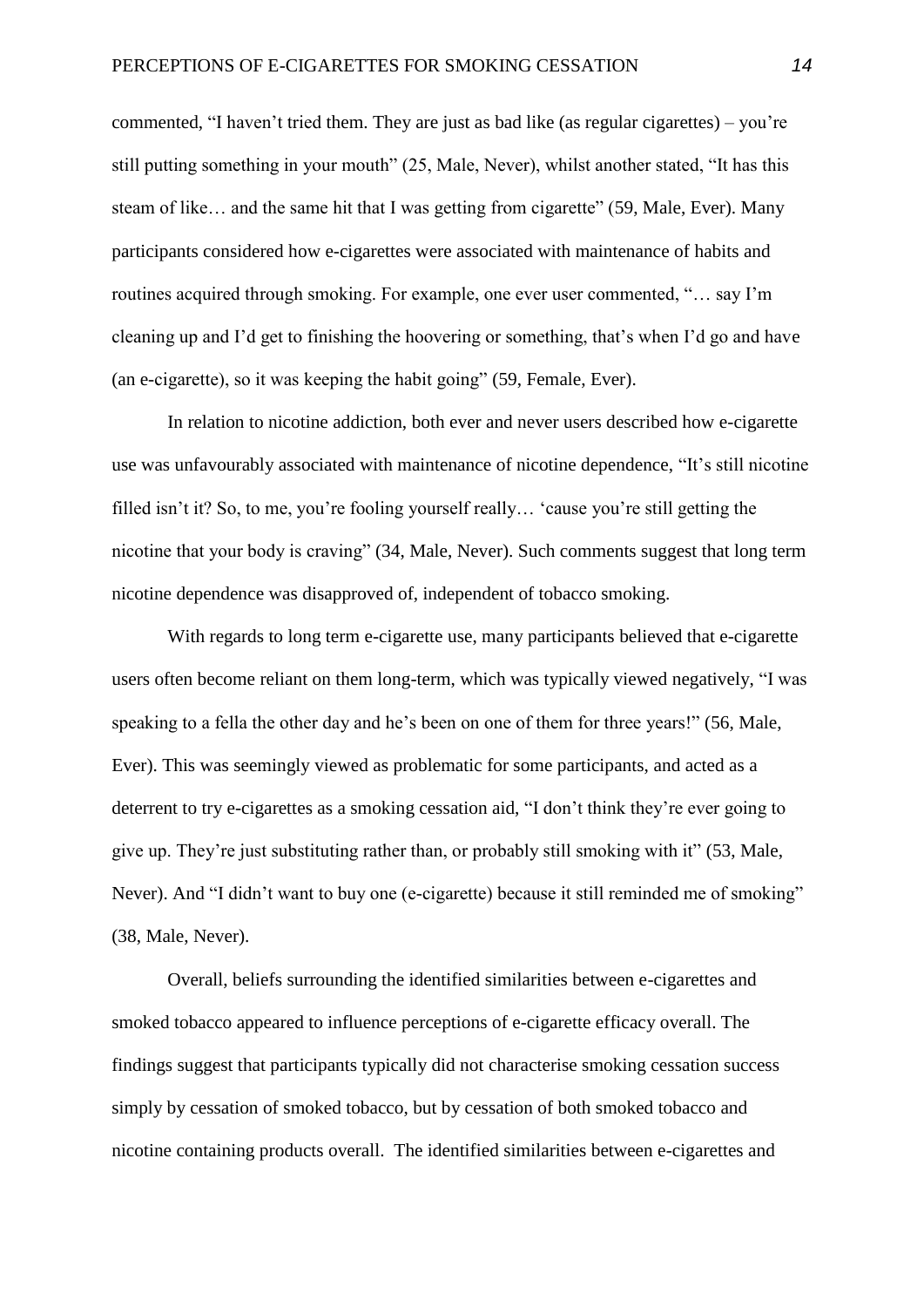commented, “I haven’t tried them. They are just as bad like (as regular cigarettes) – you’re still putting something in your mouth” (25, Male, Never), whilst another stated, “It has this steam of like… and the same hit that I was getting from cigarette” (59, Male, Ever). Many participants considered how e-cigarettes were associated with maintenance of habits and routines acquired through smoking. For example, one ever user commented, “… say I’m cleaning up and I’d get to finishing the hoovering or something, that’s when I’d go and have (an e-cigarette), so it was keeping the habit going” (59, Female, Ever).

In relation to nicotine addiction, both ever and never users described how e-cigarette use was unfavourably associated with maintenance of nicotine dependence, “It’s still nicotine filled isn’t it? So, to me, you’re fooling yourself really… ‘cause you’re still getting the nicotine that your body is craving” (34, Male, Never). Such comments suggest that long term nicotine dependence was disapproved of, independent of tobacco smoking.

With regards to long term e-cigarette use, many participants believed that e-cigarette users often become reliant on them long-term, which was typically viewed negatively, “I was speaking to a fella the other day and he’s been on one of them for three years!” (56, Male, Ever). This was seemingly viewed as problematic for some participants, and acted as a deterrent to try e-cigarettes as a smoking cessation aid, “I don’t think they’re ever going to give up. They’re just substituting rather than, or probably still smoking with it” (53, Male, Never). And “I didn’t want to buy one (e-cigarette) because it still reminded me of smoking” (38, Male, Never).

Overall, beliefs surrounding the identified similarities between e-cigarettes and smoked tobacco appeared to influence perceptions of e-cigarette efficacy overall. The findings suggest that participants typically did not characterise smoking cessation success simply by cessation of smoked tobacco, but by cessation of both smoked tobacco and nicotine containing products overall. The identified similarities between e-cigarettes and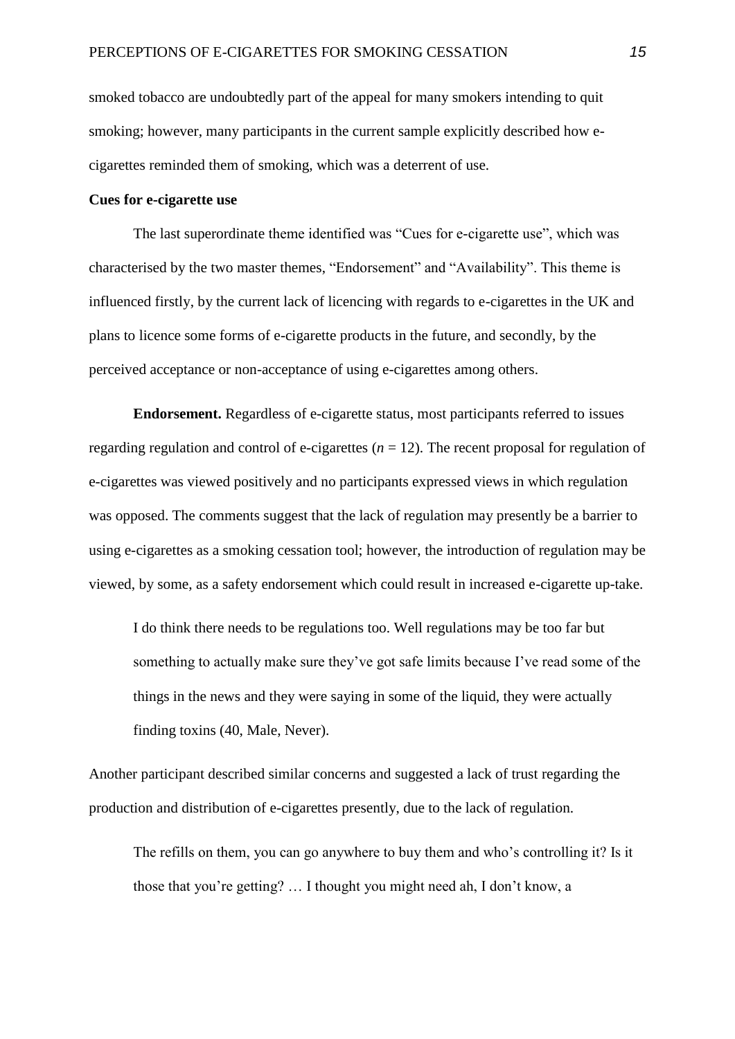smoked tobacco are undoubtedly part of the appeal for many smokers intending to quit smoking; however, many participants in the current sample explicitly described how e-cigarettes reminded them of smoking, which was a deterrent of use.

### Cues for e-cigarette use

The last superordinate theme identified was "Cues for e-cigarette use", which was characterised by the two master themes, "Endorsement" and "Availability". This theme is influenced firstly, by the current lack of licencing with regards to e-cigarettes in the UK and plans to licence some forms of e-cigarette products in the future, and secondly, by the perceived acceptance or non-acceptance of using e-cigarettes among others.

**Endorsement.** Regardless of e-cigarette status, most participants referred to issues regarding regulation and control of e-cigarettes ($n$ = 12). The recent proposal for regulation of e-cigarettes was viewed positively and no participants expressed views in which regulation was opposed. The comments suggest that the lack of regulation may presently be a barrier to using e-cigarettes as a smoking cessation tool; however, the introduction of regulation may be viewed, by some, as a safety endorsement which could result in increased e-cigarette up-take.

> I do think there needs to be regulations too. Well regulations may be too far but something to actually make sure they've got safe limits because I've read some of the things in the news and they were saying in some of the liquid, they were actually finding toxins (40, Male, Never).

Another participant described similar concerns and suggested a lack of trust regarding the production and distribution of e-cigarettes presently, due to the lack of regulation.

> The refills on them, you can go anywhere to buy them and who's controlling it? Is it those that you're getting? … I thought you might need ah, I don't know, a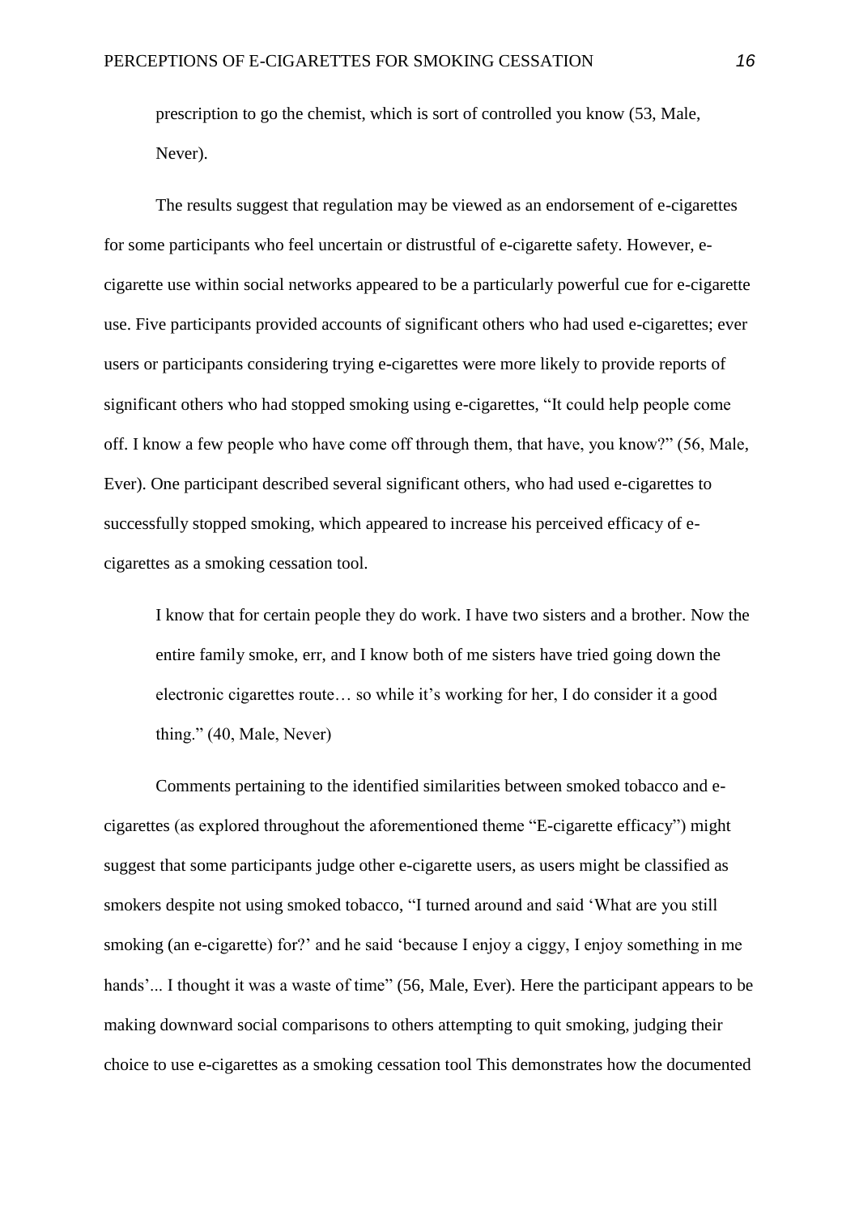prescription to go the chemist, which is sort of controlled you know (53, Male, Never).

The results suggest that regulation may be viewed as an endorsement of e-cigarettes for some participants who feel uncertain or distrustful of e-cigarette safety. However, e-cigarette use within social networks appeared to be a particularly powerful cue for e-cigarette use. Five participants provided accounts of significant others who had used e-cigarettes; ever users or participants considering trying e-cigarettes were more likely to provide reports of significant others who had stopped smoking using e-cigarettes, "It could help people come off. I know a few people who have come off through them, that have, you know?" (56, Male, Ever). One participant described several significant others, who had used e-cigarettes to successfully stopped smoking, which appeared to increase his perceived efficacy of e-cigarettes as a smoking cessation tool.

> I know that for certain people they do work. I have two sisters and a brother. Now the entire family smoke, err, and I know both of me sisters have tried going down the electronic cigarettes route… so while it's working for her, I do consider it a good thing." (40, Male, Never)

Comments pertaining to the identified similarities between smoked tobacco and e-cigarettes (as explored throughout the aforementioned theme "E-cigarette efficacy") might suggest that some participants judge other e-cigarette users, as users might be classified as smokers despite not using smoked tobacco, "I turned around and said 'What are you still smoking (an e-cigarette) for?' and he said 'because I enjoy a ciggy, I enjoy something in me hands'... I thought it was a waste of time" (56, Male, Ever). Here the participant appears to be making downward social comparisons to others attempting to quit smoking, judging their choice to use e-cigarettes as a smoking cessation tool This demonstrates how the documented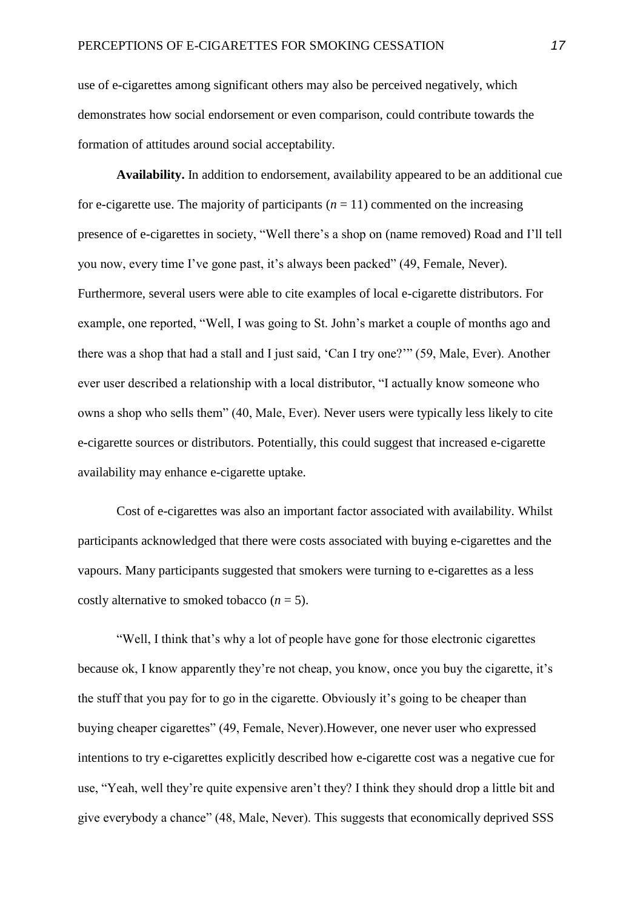use of e-cigarettes among significant others may also be perceived negatively, which demonstrates how social endorsement or even comparison, could contribute towards the formation of attitudes around social acceptability.

**Availability.** In addition to endorsement, availability appeared to be an additional cue for e-cigarette use. The majority of participants (*n* = 11) commented on the increasing presence of e-cigarettes in society, "Well there's a shop on (name removed) Road and I'll tell you now, every time I've gone past, it's always been packed" (49, Female, Never). Furthermore, several users were able to cite examples of local e-cigarette distributors. For example, one reported, "Well, I was going to St. John's market a couple of months ago and there was a shop that had a stall and I just said, 'Can I try one?'" (59, Male, Ever). Another ever user described a relationship with a local distributor, "I actually know someone who owns a shop who sells them" (40, Male, Ever). Never users were typically less likely to cite e-cigarette sources or distributors. Potentially, this could suggest that increased e-cigarette availability may enhance e-cigarette uptake.

Cost of e-cigarettes was also an important factor associated with availability. Whilst participants acknowledged that there were costs associated with buying e-cigarettes and the vapours. Many participants suggested that smokers were turning to e-cigarettes as a less costly alternative to smoked tobacco (*n* = 5).

"Well, I think that's why a lot of people have gone for those electronic cigarettes because ok, I know apparently they're not cheap, you know, once you buy the cigarette, it's the stuff that you pay for to go in the cigarette. Obviously it's going to be cheaper than buying cheaper cigarettes" (49, Female, Never).However, one never user who expressed intentions to try e-cigarettes explicitly described how e-cigarette cost was a negative cue for use, "Yeah, well they're quite expensive aren't they? I think they should drop a little bit and give everybody a chance" (48, Male, Never). This suggests that economically deprived SSS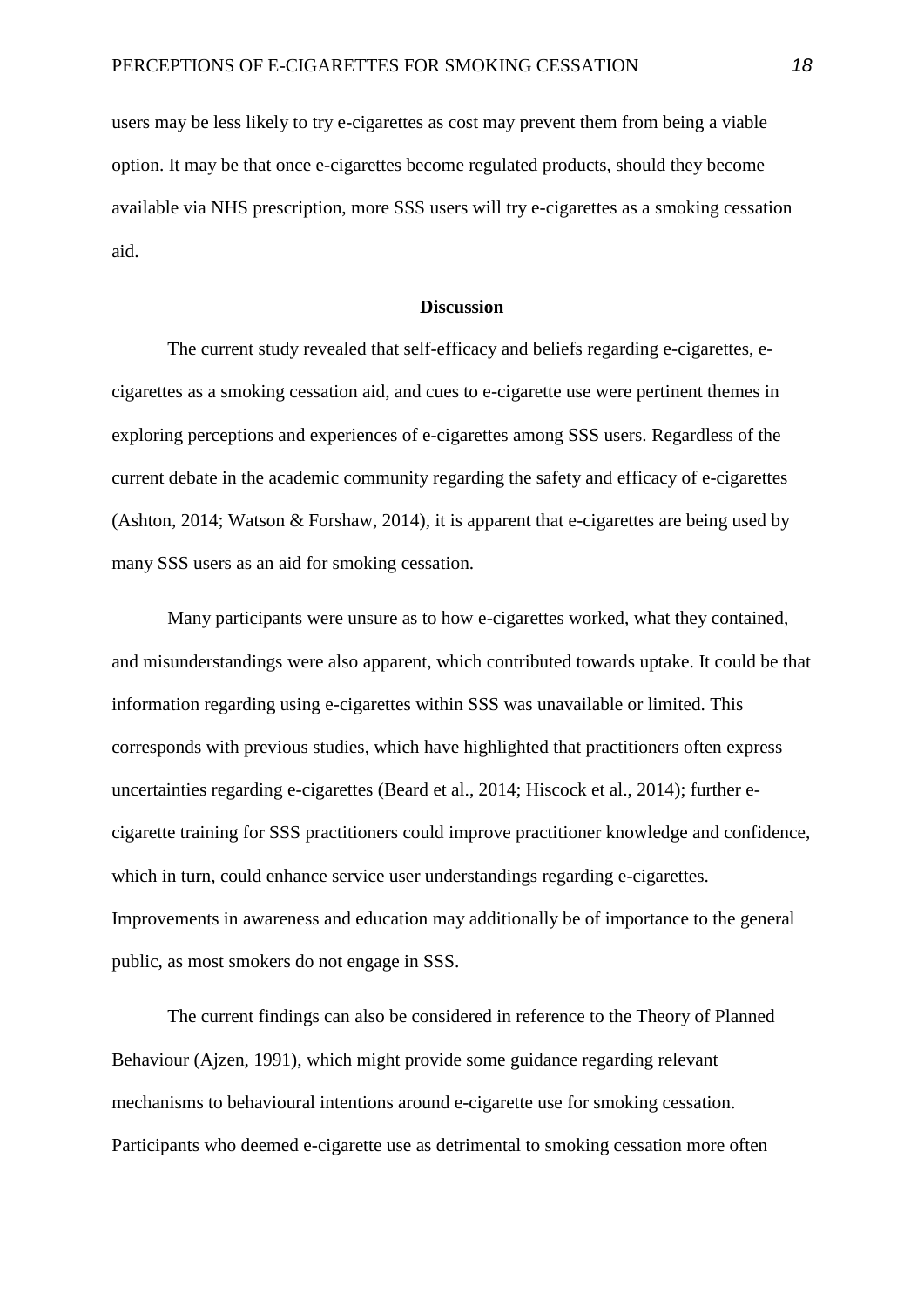users may be less likely to try e-cigarettes as cost may prevent them from being a viable option. It may be that once e-cigarettes become regulated products, should they become available via NHS prescription, more SSS users will try e-cigarettes as a smoking cessation aid.

## Discussion

The current study revealed that self-efficacy and beliefs regarding e-cigarettes, e-cigarettes as a smoking cessation aid, and cues to e-cigarette use were pertinent themes in exploring perceptions and experiences of e-cigarettes among SSS users. Regardless of the current debate in the academic community regarding the safety and efficacy of e-cigarettes (Ashton, 2014; Watson & Forshaw, 2014), it is apparent that e-cigarettes are being used by many SSS users as an aid for smoking cessation.

Many participants were unsure as to how e-cigarettes worked, what they contained, and misunderstandings were also apparent, which contributed towards uptake. It could be that information regarding using e-cigarettes within SSS was unavailable or limited. This corresponds with previous studies, which have highlighted that practitioners often express uncertainties regarding e-cigarettes (Beard et al., 2014; Hiscock et al., 2014); further e-cigarette training for SSS practitioners could improve practitioner knowledge and confidence, which in turn, could enhance service user understandings regarding e-cigarettes. Improvements in awareness and education may additionally be of importance to the general public, as most smokers do not engage in SSS.

The current findings can also be considered in reference to the Theory of Planned Behaviour (Ajzen, 1991), which might provide some guidance regarding relevant mechanisms to behavioural intentions around e-cigarette use for smoking cessation. Participants who deemed e-cigarette use as detrimental to smoking cessation more often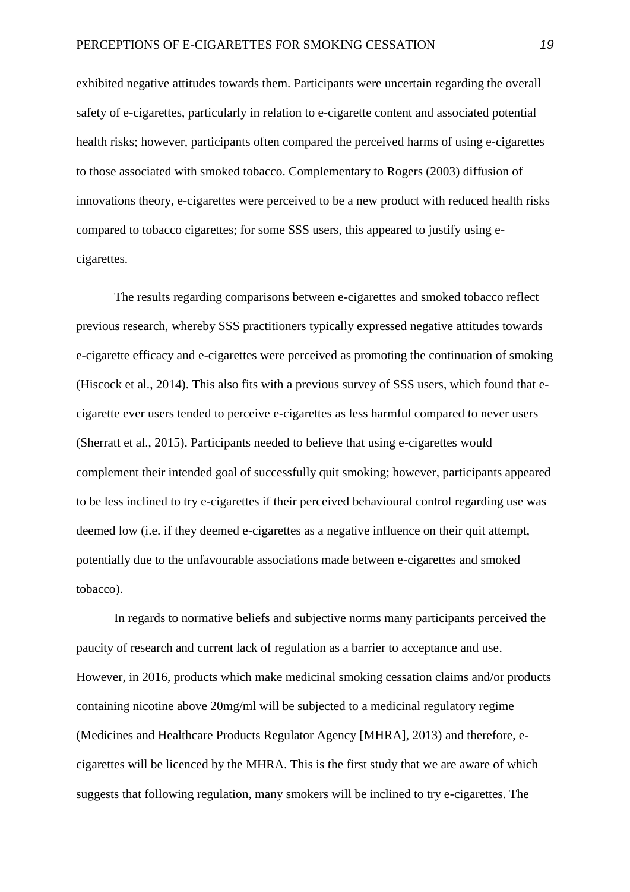exhibited negative attitudes towards them. Participants were uncertain regarding the overall safety of e-cigarettes, particularly in relation to e-cigarette content and associated potential health risks; however, participants often compared the perceived harms of using e-cigarettes to those associated with smoked tobacco. Complementary to Rogers (2003) diffusion of innovations theory, e-cigarettes were perceived to be a new product with reduced health risks compared to tobacco cigarettes; for some SSS users, this appeared to justify using e-cigarettes.

The results regarding comparisons between e-cigarettes and smoked tobacco reflect previous research, whereby SSS practitioners typically expressed negative attitudes towards e-cigarette efficacy and e-cigarettes were perceived as promoting the continuation of smoking (Hiscock et al., 2014). This also fits with a previous survey of SSS users, which found that e-cigarette ever users tended to perceive e-cigarettes as less harmful compared to never users (Sherratt et al., 2015). Participants needed to believe that using e-cigarettes would complement their intended goal of successfully quit smoking; however, participants appeared to be less inclined to try e-cigarettes if their perceived behavioural control regarding use was deemed low (i.e. if they deemed e-cigarettes as a negative influence on their quit attempt, potentially due to the unfavourable associations made between e-cigarettes and smoked tobacco).

In regards to normative beliefs and subjective norms many participants perceived the paucity of research and current lack of regulation as a barrier to acceptance and use. However, in 2016, products which make medicinal smoking cessation claims and/or products containing nicotine above 20mg/ml will be subjected to a medicinal regulatory regime (Medicines and Healthcare Products Regulator Agency [MHRA], 2013) and therefore, e-cigarettes will be licenced by the MHRA. This is the first study that we are aware of which suggests that following regulation, many smokers will be inclined to try e-cigarettes. The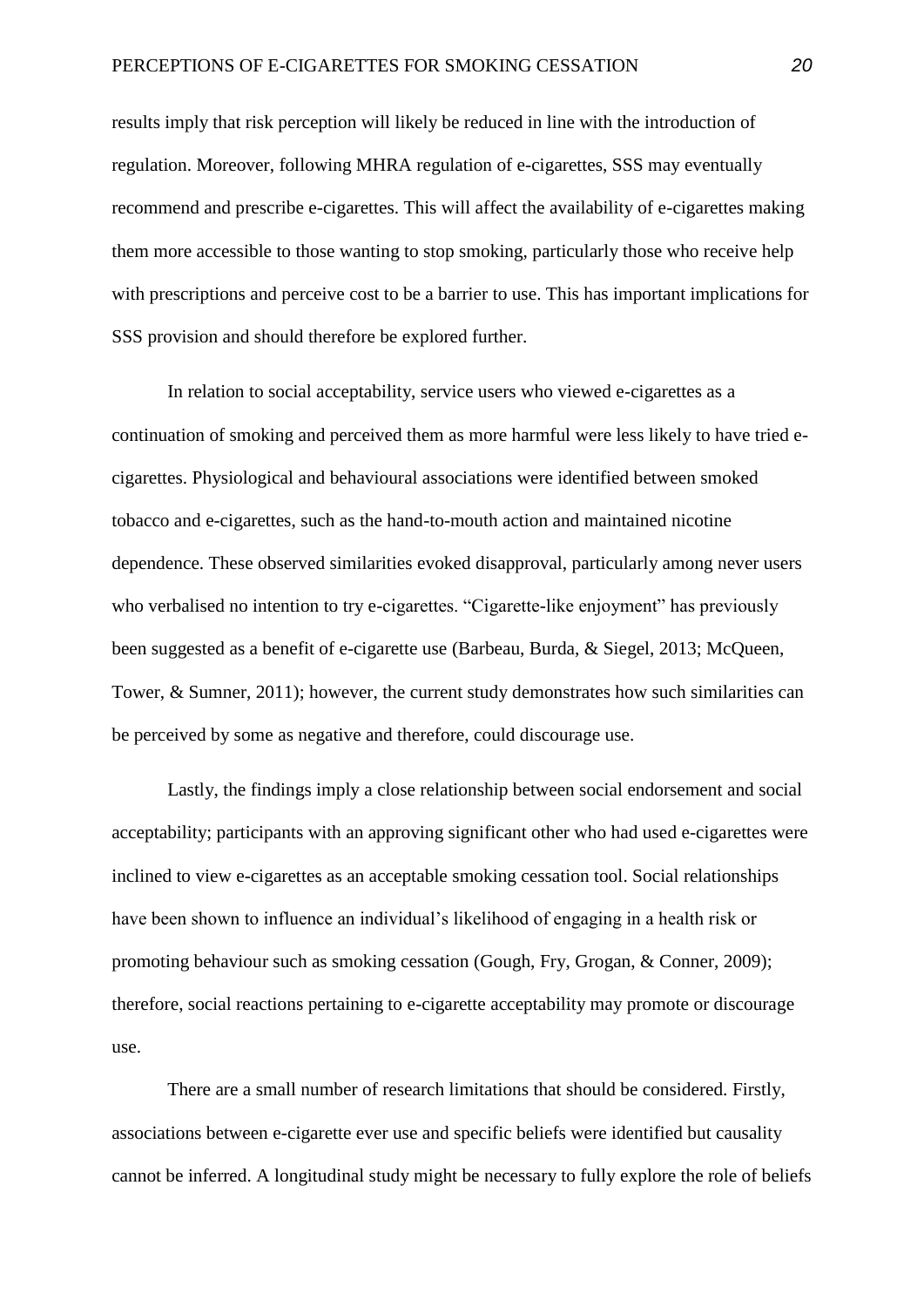results imply that risk perception will likely be reduced in line with the introduction of regulation. Moreover, following MHRA regulation of e-cigarettes, SSS may eventually recommend and prescribe e-cigarettes. This will affect the availability of e-cigarettes making them more accessible to those wanting to stop smoking, particularly those who receive help with prescriptions and perceive cost to be a barrier to use. This has important implications for SSS provision and should therefore be explored further.

In relation to social acceptability, service users who viewed e-cigarettes as a continuation of smoking and perceived them as more harmful were less likely to have tried e-cigarettes. Physiological and behavioural associations were identified between smoked tobacco and e-cigarettes, such as the hand-to-mouth action and maintained nicotine dependence. These observed similarities evoked disapproval, particularly among never users who verbalised no intention to try e-cigarettes. "Cigarette-like enjoyment" has previously been suggested as a benefit of e-cigarette use (Barbeau, Burda, & Siegel, 2013; McQueen, Tower, & Sumner, 2011); however, the current study demonstrates how such similarities can be perceived by some as negative and therefore, could discourage use.

Lastly, the findings imply a close relationship between social endorsement and social acceptability; participants with an approving significant other who had used e-cigarettes were inclined to view e-cigarettes as an acceptable smoking cessation tool. Social relationships have been shown to influence an individual's likelihood of engaging in a health risk or promoting behaviour such as smoking cessation (Gough, Fry, Grogan, & Conner, 2009); therefore, social reactions pertaining to e-cigarette acceptability may promote or discourage use.

There are a small number of research limitations that should be considered. Firstly, associations between e-cigarette ever use and specific beliefs were identified but causality cannot be inferred. A longitudinal study might be necessary to fully explore the role of beliefs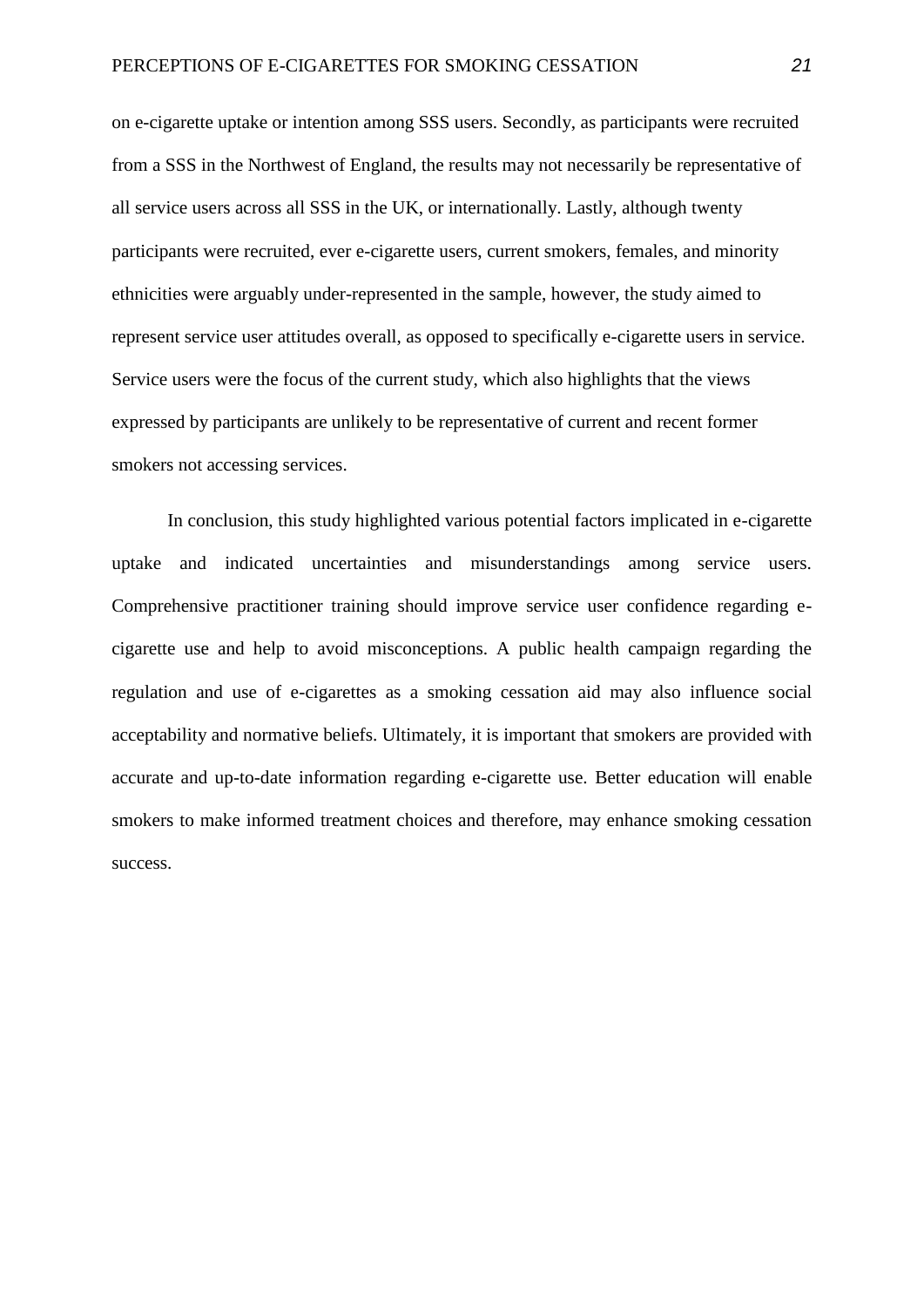on e-cigarette uptake or intention among SSS users. Secondly, as participants were recruited from a SSS in the Northwest of England, the results may not necessarily be representative of all service users across all SSS in the UK, or internationally. Lastly, although twenty participants were recruited, ever e-cigarette users, current smokers, females, and minority ethnicities were arguably under-represented in the sample, however, the study aimed to represent service user attitudes overall, as opposed to specifically e-cigarette users in service. Service users were the focus of the current study, which also highlights that the views expressed by participants are unlikely to be representative of current and recent former smokers not accessing services.

In conclusion, this study highlighted various potential factors implicated in e-cigarette uptake and indicated uncertainties and misunderstandings among service users. Comprehensive practitioner training should improve service user confidence regarding e-cigarette use and help to avoid misconceptions. A public health campaign regarding the regulation and use of e-cigarettes as a smoking cessation aid may also influence social acceptability and normative beliefs. Ultimately, it is important that smokers are provided with accurate and up-to-date information regarding e-cigarette use. Better education will enable smokers to make informed treatment choices and therefore, may enhance smoking cessation success.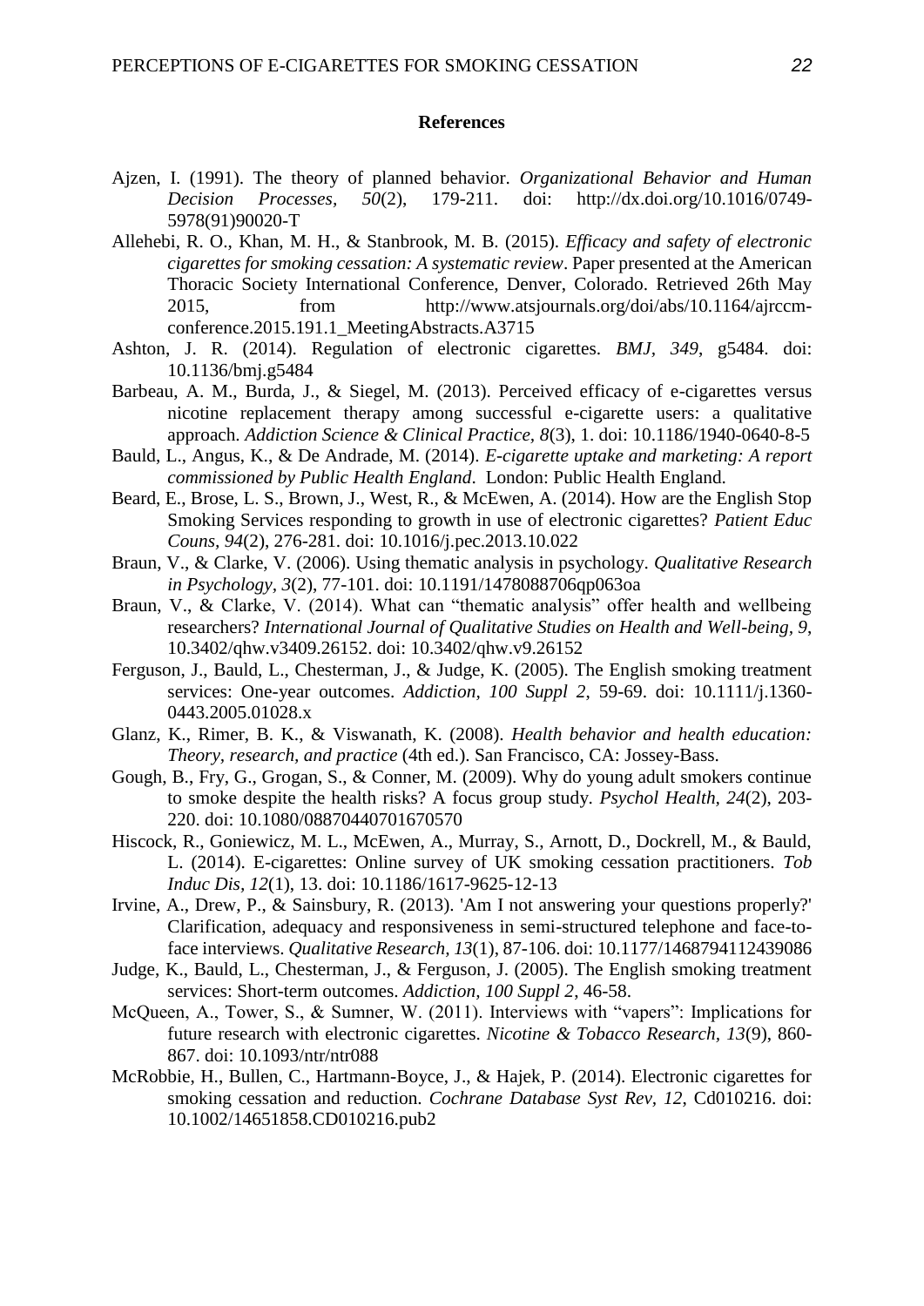# References

Ajzen, I. (1991). The theory of planned behavior. *Organizational Behavior and Human Decision Processes, 50*(2), 179-211. doi: http://dx.doi.org/10.1016/0749-5978(91)90020-T

Allehebi, R. O., Khan, M. H., & Stanbrook, M. B. (2015). *Efficacy and safety of electronic cigarettes for smoking cessation: A systematic review*. Paper presented at the American Thoracic Society International Conference, Denver, Colorado. Retrieved 26th May 2015, from http://www.atsjournals.org/doi/abs/10.1164/ajrccm-conference.2015.191.1_MeetingAbstracts.A3715

Ashton, J. R. (2014). Regulation of electronic cigarettes. *BMJ, 349*, g5484. doi: 10.1136/bmj.g5484

Barbeau, A. M., Burda, J., & Siegel, M. (2013). Perceived efficacy of e-cigarettes versus nicotine replacement therapy among successful e-cigarette users: a qualitative approach. *Addiction Science & Clinical Practice, 8*(3), 1. doi: 10.1186/1940-0640-8-5

Bauld, L., Angus, K., & De Andrade, M. (2014). *E-cigarette uptake and marketing: A report commissioned by Public Health England*. London: Public Health England.

Beard, E., Brose, L. S., Brown, J., West, R., & McEwen, A. (2014). How are the English Stop Smoking Services responding to growth in use of electronic cigarettes? *Patient Educ Couns, 94*(2), 276-281. doi: 10.1016/j.pec.2013.10.022

Braun, V., & Clarke, V. (2006). Using thematic analysis in psychology. *Qualitative Research in Psychology, 3*(2), 77-101. doi: 10.1191/1478088706qp063oa

Braun, V., & Clarke, V. (2014). What can "thematic analysis" offer health and wellbeing researchers? *International Journal of Qualitative Studies on Health and Well-being, 9*, 10.3402/qhw.v3409.26152. doi: 10.3402/qhw.v9.26152

Ferguson, J., Bauld, L., Chesterman, J., & Judge, K. (2005). The English smoking treatment services: One-year outcomes. *Addiction, 100 Suppl 2*, 59-69. doi: 10.1111/j.1360-0443.2005.01028.x

Glanz, K., Rimer, B. K., & Viswanath, K. (2008). *Health behavior and health education: Theory, research, and practice* (4th ed.). San Francisco, CA: Jossey-Bass.

Gough, B., Fry, G., Grogan, S., & Conner, M. (2009). Why do young adult smokers continue to smoke despite the health risks? A focus group study. *Psychol Health, 24*(2), 203-220. doi: 10.1080/08870440701670570

Hiscock, R., Goniewicz, M. L., McEwen, A., Murray, S., Arnott, D., Dockrell, M., & Bauld, L. (2014). E-cigarettes: Online survey of UK smoking cessation practitioners. *Tob Induc Dis, 12*(1), 13. doi: 10.1186/1617-9625-12-13

Irvine, A., Drew, P., & Sainsbury, R. (2013). 'Am I not answering your questions properly?' Clarification, adequacy and responsiveness in semi-structured telephone and face-to-face interviews. *Qualitative Research, 13*(1), 87-106. doi: 10.1177/1468794112439086

Judge, K., Bauld, L., Chesterman, J., & Ferguson, J. (2005). The English smoking treatment services: Short-term outcomes. *Addiction, 100 Suppl 2*, 46-58.

McQueen, A., Tower, S., & Sumner, W. (2011). Interviews with "vapers": Implications for future research with electronic cigarettes. *Nicotine & Tobacco Research, 13*(9), 860-867. doi: 10.1093/ntr/ntr088

McRobbie, H., Bullen, C., Hartmann-Boyce, J., & Hajek, P. (2014). Electronic cigarettes for smoking cessation and reduction. *Cochrane Database Syst Rev, 12*, Cd010216. doi: 10.1002/14651858.CD010216.pub2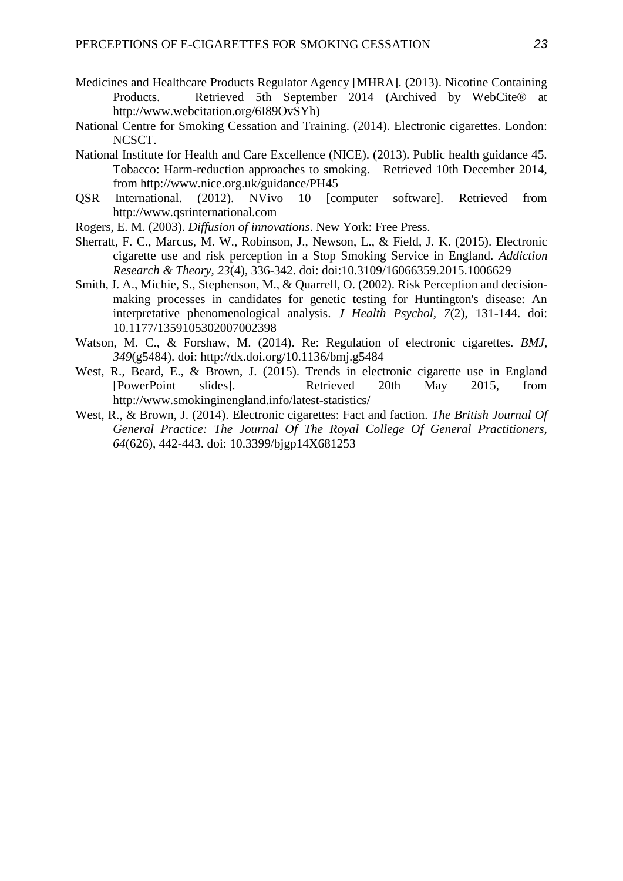Medicines and Healthcare Products Regulator Agency [MHRA]. (2013). Nicotine Containing Products. Retrieved 5th September 2014 (Archived by WebCite® at http://www.webcitation.org/6I89OvSYh)

National Centre for Smoking Cessation and Training. (2014). Electronic cigarettes. London: NCSCT.

National Institute for Health and Care Excellence (NICE). (2013). Public health guidance 45. Tobacco: Harm-reduction approaches to smoking. Retrieved 10th December 2014, from http://www.nice.org.uk/guidance/PH45

QSR International. (2012). NVivo 10 [computer software]. Retrieved from http://www.qsrinternational.com

Rogers, E. M. (2003). *Diffusion of innovations*. New York: Free Press.

Sherratt, F. C., Marcus, M. W., Robinson, J., Newson, L., & Field, J. K. (2015). Electronic cigarette use and risk perception in a Stop Smoking Service in England. *Addiction Research & Theory, 23*(4), 336-342. doi: doi:10.3109/16066359.2015.1006629

Smith, J. A., Michie, S., Stephenson, M., & Quarrell, O. (2002). Risk Perception and decision-making processes in candidates for genetic testing for Huntington's disease: An interpretative phenomenological analysis. *J Health Psychol, 7*(2), 131-144. doi: 10.1177/1359105302007002398

Watson, M. C., & Forshaw, M. (2014). Re: Regulation of electronic cigarettes. *BMJ, 349*(g5484). doi: http://dx.doi.org/10.1136/bmj.g5484

West, R., Beard, E., & Brown, J. (2015). Trends in electronic cigarette use in England [PowerPoint slides]. Retrieved 20th May 2015, from http://www.smokinginengland.info/latest-statistics/

West, R., & Brown, J. (2014). Electronic cigarettes: Fact and faction. *The British Journal Of General Practice: The Journal Of The Royal College Of General Practitioners, 64*(626), 442-443. doi: 10.3399/bjgp14X681253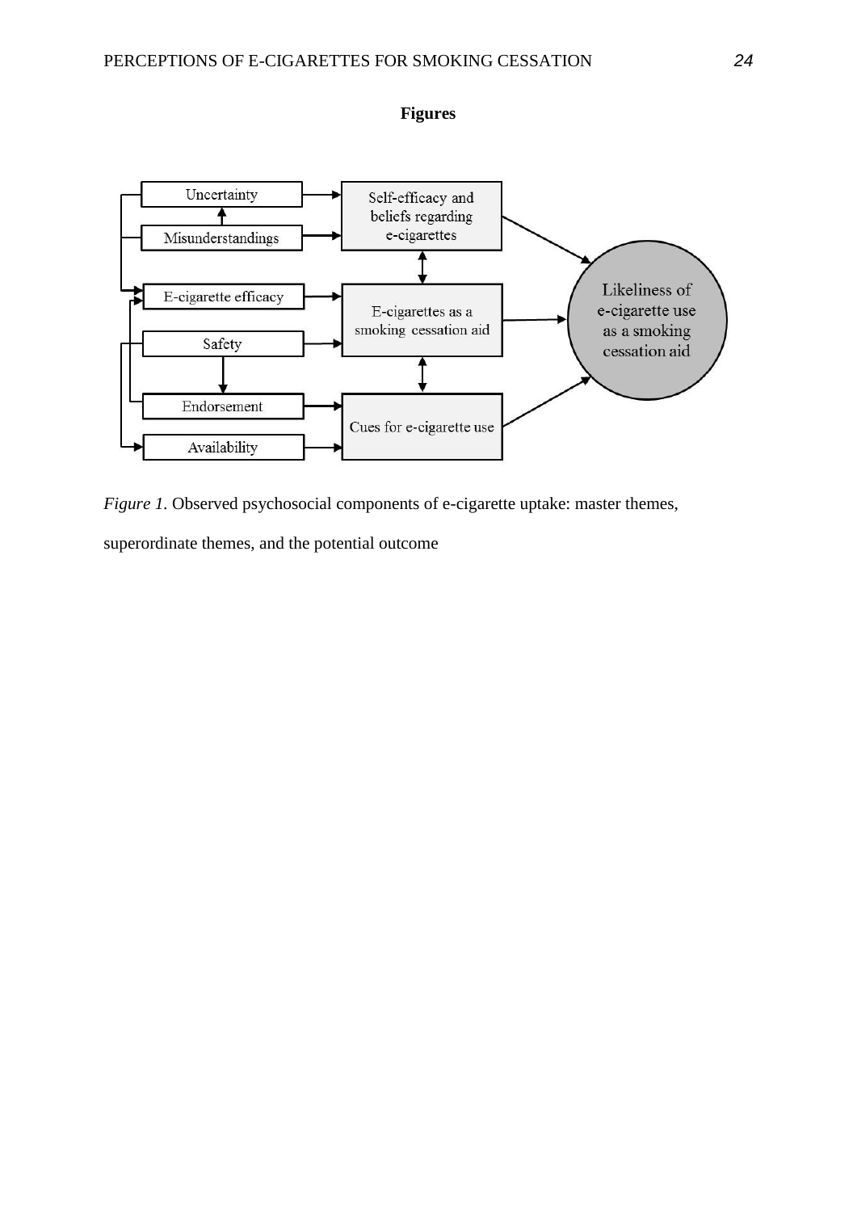**Figures**

Uncertainty

Misunderstandings

E-cigarette efficacy

Safety

Endorsement

Availability

Self-efficacy and beliefs regarding e-cigarettes

E-cigarettes as a smoking cessation aid

Cues for e-cigarette use

Likeliness of e-cigarette use as a smoking cessation aid

*Figure 1.* Observed psychosocial components of e-cigarette uptake: master themes, superordinate themes, and the potential outcome